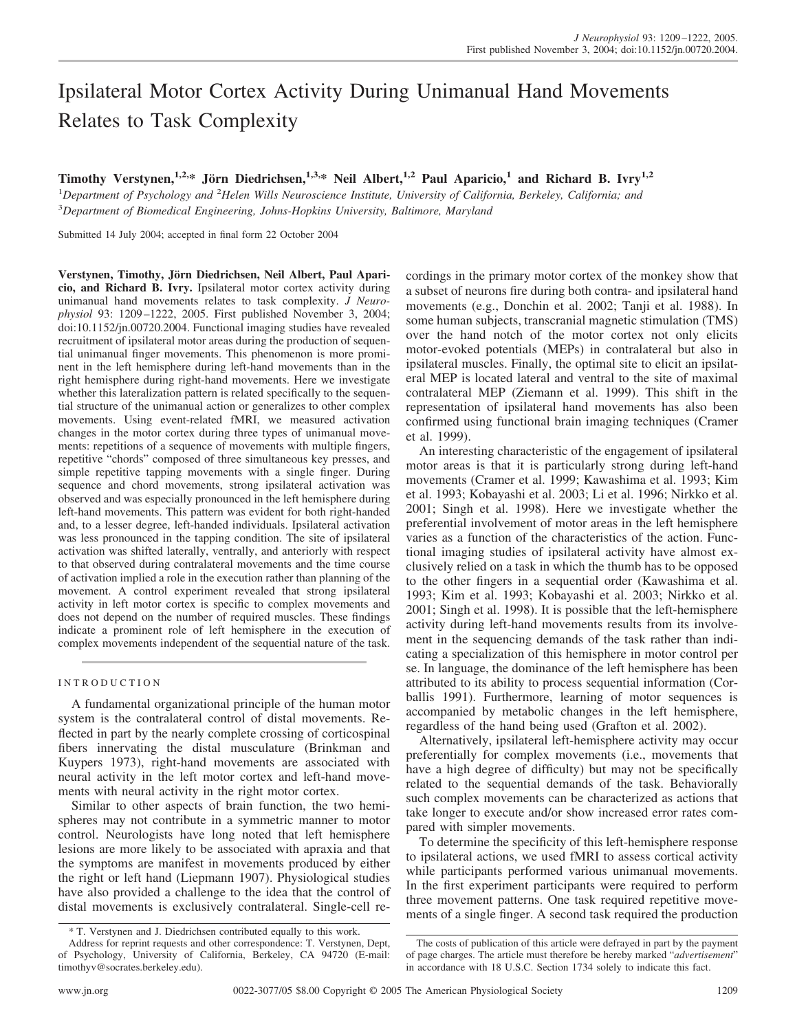# Ipsilateral Motor Cortex Activity During Unimanual Hand Movements Relates to Task Complexity

**Timothy Verstynen,[1,2,*] Jörn Diedrichsen,[1,3,*] Neil Albert,[1,2] Paul Aparicio,[1] and Richard B. Ivry[1,2]**

[1]Department of Psychology and [2]Helen Wills Neuroscience Institute, University of California, Berkeley, California; and [3]Department of Biomedical Engineering, Johns-Hopkins University, Baltimore, Maryland

Submitted 14 July 2004; accepted in final form 22 October 2004

**Verstynen, Timothy, Jörn Diedrichsen, Neil Albert, Paul Aparicio, and Richard B. Ivry.** Ipsilateral motor cortex activity during unimanual hand movements relates to task complexity. *J Neurophysiol* 93: 1209–1222, 2005. First published November 3, 2004; doi:10.1152/jn.00720.2004. Functional imaging studies have revealed recruitment of ipsilateral motor areas during the production of sequential unimanual finger movements. This phenomenon is more prominent in the left hemisphere during left-hand movements than in the right hemisphere during right-hand movements. Here we investigate whether this lateralization pattern is related specifically to the sequential structure of the unimanual action or generalizes to other complex movements. Using event-related fMRI, we measured activation changes in the motor cortex during three types of unimanual movements: repetitions of a sequence of movements with multiple fingers, repetitive "chords" composed of three simultaneous key presses, and simple repetitive tapping movements with a single finger. During sequence and chord movements, strong ipsilateral activation was observed and was especially pronounced in the left hemisphere during left-hand movements. This pattern was evident for both right-handed and, to a lesser degree, left-handed individuals. Ipsilateral activation was less pronounced in the tapping condition. The site of ipsilateral activation was shifted laterally, ventrally, and anteriorly with respect to that observed during contralateral movements and the time course of activation implied a role in the execution rather than planning of the movement. A control experiment revealed that strong ipsilateral activity in left motor cortex is specific to complex movements and does not depend on the number of required muscles. These findings indicate a prominent role of left hemisphere in the execution of complex movements independent of the sequential nature of the task.

## INTRODUCTION

A fundamental organizational principle of the human motor system is the contralateral control of distal movements. Reflected in part by the nearly complete crossing of corticospinal fibers innervating the distal musculature (Brinkman and Kuypers 1973), right-hand movements are associated with neural activity in the left motor cortex and left-hand movements with neural activity in the right motor cortex.

Similar to other aspects of brain function, the two hemispheres may not contribute in a symmetric manner to motor control. Neurologists have long noted that left hemisphere lesions are more likely to be associated with apraxia and that the symptoms are manifest in movements produced by either the right or left hand (Liepmann 1907). Physiological studies have also provided a challenge to the idea that the control of distal movements is exclusively contralateral. Single-cell recordings in the primary motor cortex of the monkey show that a subset of neurons fire during both contra- and ipsilateral hand movements (e.g., Donchin et al. 2002; Tanji et al. 1988). In some human subjects, transcranial magnetic stimulation (TMS) over the hand notch of the motor cortex not only elicits motor-evoked potentials (MEPs) in contralateral but also in ipsilateral muscles. Finally, the optimal site to elicit an ipsilateral MEP is located lateral and ventral to the site of maximal contralateral MEP (Ziemann et al. 1999). This shift in the representation of ipsilateral hand movements has also been confirmed using functional brain imaging techniques (Cramer et al. 1999).

An interesting characteristic of the engagement of ipsilateral motor areas is that it is particularly strong during left-hand movements (Cramer et al. 1999; Kawashima et al. 1993; Kim et al. 1993; Kobayashi et al. 2003; Li et al. 1996; Nirkko et al. 2001; Singh et al. 1998). Here we investigate whether the preferential involvement of motor areas in the left hemisphere varies as a function of the characteristics of the action. Functional imaging studies of ipsilateral activity have almost exclusively relied on a task in which the thumb has to be opposed to the other fingers in a sequential order (Kawashima et al. 1993; Kim et al. 1993; Kobayashi et al. 2003; Nirkko et al. 2001; Singh et al. 1998). It is possible that the left-hemisphere activity during left-hand movements results from its involvement in the sequencing demands of the task rather than indicating a specialization of this hemisphere in motor control per se. In language, the dominance of the left hemisphere has been attributed to its ability to process sequential information (Corballis 1991). Furthermore, learning of motor sequences is accompanied by metabolic changes in the left hemisphere, regardless of the hand being used (Grafton et al. 2002).

Alternatively, ipsilateral left-hemisphere activity may occur preferentially for complex movements (i.e., movements that have a high degree of difficulty) but may not be specifically related to the sequential demands of the task. Behaviorally such complex movements can be characterized as actions that take longer to execute and/or show increased error rates compared with simpler movements.

To determine the specificity of this left-hemisphere response to ipsilateral actions, we used fMRI to assess cortical activity while participants performed various unimanual movements. In the first experiment participants were required to perform three movement patterns. One task required repetitive movements of a single finger. A second task required the production

\* T. Verstynen and J. Diedrichsen contributed equally to this work.

Address for reprint requests and other correspondence: T. Verstynen, Dept. of Psychology, University of California, Berkeley, CA 94720 (E-mail: timothyv@socrates.berkeley.edu).

The costs of publication of this article were defrayed in part by the payment of page charges. The article must therefore be hereby marked "*advertisement*" in accordance with 18 U.S.C. Section 1734 solely to indicate this fact.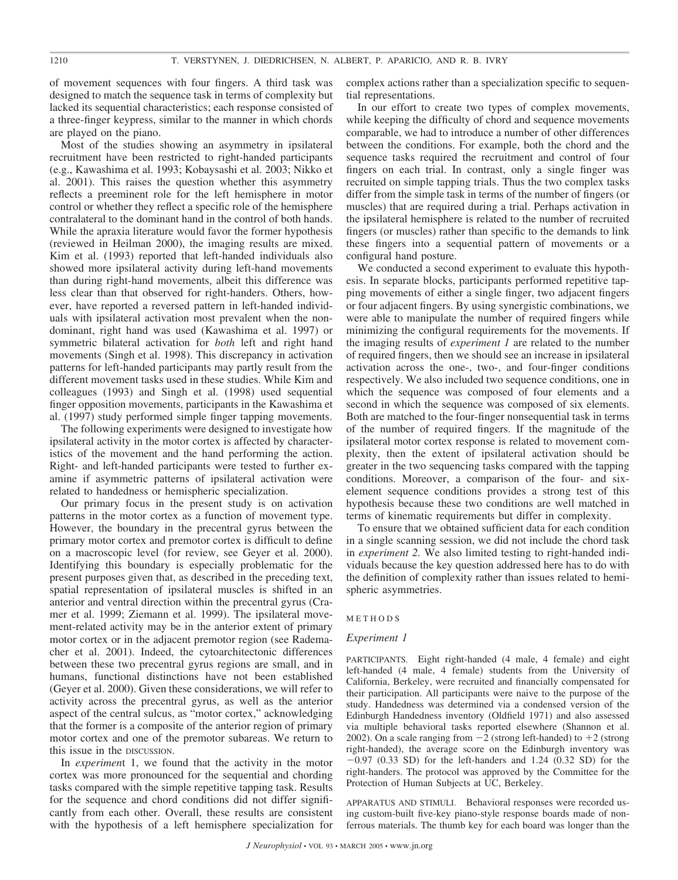of movement sequences with four fingers. A third task was designed to match the sequence task in terms of complexity but lacked its sequential characteristics; each response consisted of a three-finger keypress, similar to the manner in which chords are played on the piano.

Most of the studies showing an asymmetry in ipsilateral recruitment have been restricted to right-handed participants (e.g., Kawashima et al. 1993; Kobaysashi et al. 2003; Nikko et al. 2001). This raises the question whether this asymmetry reflects a preeminent role for the left hemisphere in motor control or whether they reflect a specific role of the hemisphere contralateral to the dominant hand in the control of both hands. While the apraxia literature would favor the former hypothesis (reviewed in Heilman 2000), the imaging results are mixed. Kim et al. (1993) reported that left-handed individuals also showed more ipsilateral activity during left-hand movements than during right-hand movements, albeit this difference was less clear than that observed for right-handers. Others, however, have reported a reversed pattern in left-handed individuals with ipsilateral activation most prevalent when the nondominant, right hand was used (Kawashima et al. 1997) or symmetric bilateral activation for *both* left and right hand movements (Singh et al. 1998). This discrepancy in activation patterns for left-handed participants may partly result from the different movement tasks used in these studies. While Kim and colleagues (1993) and Singh et al. (1998) used sequential finger opposition movements, participants in the Kawashima et al. (1997) study performed simple finger tapping movements.

The following experiments were designed to investigate how ipsilateral activity in the motor cortex is affected by characteristics of the movement and the hand performing the action. Right- and left-handed participants were tested to further examine if asymmetric patterns of ipsilateral activation were related to handedness or hemispheric specialization.

Our primary focus in the present study is on activation patterns in the motor cortex as a function of movement type. However, the boundary in the precentral gyrus between the primary motor cortex and premotor cortex is difficult to define on a macroscopic level (for review, see Geyer et al. 2000). Identifying this boundary is especially problematic for the present purposes given that, as described in the preceding text, spatial representation of ipsilateral muscles is shifted in an anterior and ventral direction within the precentral gyrus (Cramer et al. 1999; Ziemann et al. 1999). The ipsilateral movement-related activity may be in the anterior extent of primary motor cortex or in the adjacent premotor region (see Rademacher et al. 2001). Indeed, the cytoarchitectonic differences between these two precentral gyrus regions are small, and in humans, functional distinctions have not been established (Geyer et al. 2000). Given these considerations, we will refer to activity across the precentral gyrus, as well as the anterior aspect of the central sulcus, as "motor cortex," acknowledging that the former is a composite of the anterior region of primary motor cortex and one of the premotor subareas. We return to this issue in the DISCUSSION.

In *experiment* 1, we found that the activity in the motor cortex was more pronounced for the sequential and chording tasks compared with the simple repetitive tapping task. Results for the sequence and chord conditions did not differ significantly from each other. Overall, these results are consistent with the hypothesis of a left hemisphere specialization for complex actions rather than a specialization specific to sequential representations.

In our effort to create two types of complex movements, while keeping the difficulty of chord and sequence movements comparable, we had to introduce a number of other differences between the conditions. For example, both the chord and the sequence tasks required the recruitment and control of four fingers on each trial. In contrast, only a single finger was recruited on simple tapping trials. Thus the two complex tasks differ from the simple task in terms of the number of fingers (or muscles) that are required during a trial. Perhaps activation in the ipsilateral hemisphere is related to the number of recruited fingers (or muscles) rather than specific to the demands to link these fingers into a sequential pattern of movements or a configural hand posture.

We conducted a second experiment to evaluate this hypothesis. In separate blocks, participants performed repetitive tapping movements of either a single finger, two adjacent fingers or four adjacent fingers. By using synergistic combinations, we were able to manipulate the number of required fingers while minimizing the configural requirements for the movements. If the imaging results of *experiment 1* are related to the number of required fingers, then we should see an increase in ipsilateral activation across the one-, two-, and four-finger conditions respectively. We also included two sequence conditions, one in which the sequence was composed of four elements and a second in which the sequence was composed of six elements. Both are matched to the four-finger nonsequential task in terms of the number of required fingers. If the magnitude of the ipsilateral motor cortex response is related to movement complexity, then the extent of ipsilateral activation should be greater in the two sequencing tasks compared with the tapping conditions. Moreover, a comparison of the four- and six-element sequence conditions provides a strong test of this hypothesis because these two conditions are well matched in terms of kinematic requirements but differ in complexity.

To ensure that we obtained sufficient data for each condition in a single scanning session, we did not include the chord task in *experiment 2*. We also limited testing to right-handed individuals because the key question addressed here has to do with the definition of complexity rather than issues related to hemispheric asymmetries.

## METHODS

### *Experiment 1*

PARTICIPANTS. Eight right-handed (4 male, 4 female) and eight left-handed (4 male, 4 female) students from the University of California, Berkeley, were recruited and financially compensated for their participation. All participants were naive to the purpose of the study. Handedness was determined via a condensed version of the Edinburgh Handedness inventory (Oldfield 1971) and also assessed via multiple behavioral tasks reported elsewhere (Shannon et al. 2002). On a scale ranging from $-2$ (strong left-handed) to $+2$ (strong right-handed), the average score on the Edinburgh inventory was $-0.97$ (0.33 SD) for the left-handers and 1.24 (0.32 SD) for the right-handers. The protocol was approved by the Committee for the Protection of Human Subjects at UC, Berkeley.

APPARATUS AND STIMULI. Behavioral responses were recorded using custom-built five-key piano-style response boards made of nonferrous materials. The thumb key for each board was longer than the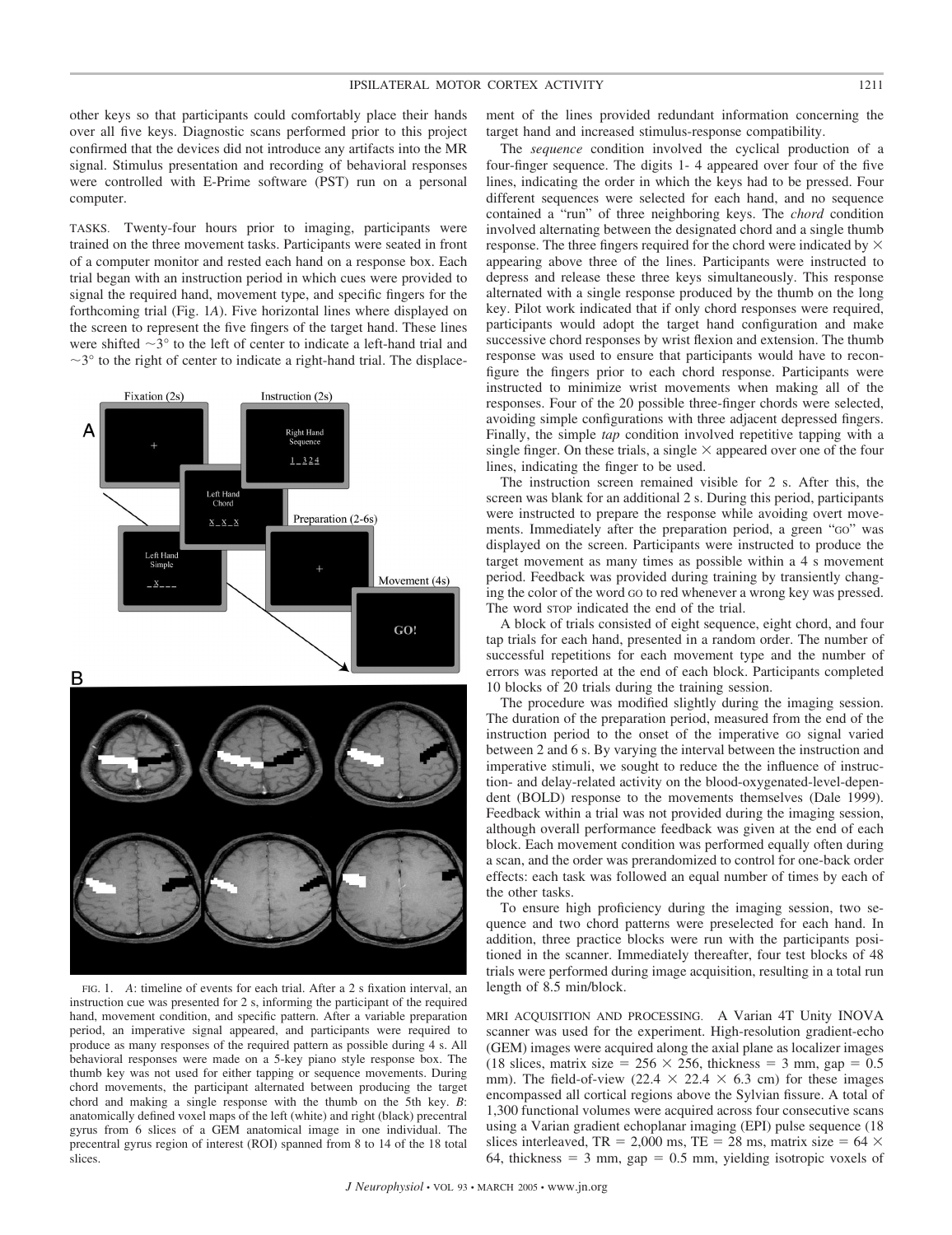other keys so that participants could comfortably place their hands over all five keys. Diagnostic scans performed prior to this project confirmed that the devices did not introduce any artifacts into the MR signal. Stimulus presentation and recording of behavioral responses were controlled with E-Prime software (PST) run on a personal computer.

TASKS. Twenty-four hours prior to imaging, participants were trained on the three movement tasks. Participants were seated in front of a computer monitor and rested each hand on a response box. Each trial began with an instruction period in which cues were provided to signal the required hand, movement type, and specific fingers for the forthcoming trial (Fig. 1*A*). Five horizontal lines where displayed on the screen to represent the five fingers of the target hand. These lines were shifted ~3° to the left of center to indicate a left-hand trial and ~3° to the right of center to indicate a right-hand trial. The displacement of the lines provided redundant information concerning the target hand and increased stimulus-response compatibility.

Fixation (2s)

Instruction (2s)

A

Right Hand Sequence

1 _ 3 2 4

Left Hand Chord

X _ X _ X

Preparation (2-6s)

Left Hand Simple

_ X _ _ _

Movement (4s)

GO!

B

FIG. 1. *A*: timeline of events for each trial. After a 2 s fixation interval, an instruction cue was presented for 2 s, informing the participant of the required hand, movement condition, and specific pattern. After a variable preparation period, an imperative signal appeared, and participants were required to produce as many responses of the required pattern as possible during 4 s. All behavioral responses were made on a 5-key piano style response box. The thumb key was not used for either tapping or sequence movements. During chord movements, the participant alternated between producing the target chord and making a single response with the thumb on the 5th key. *B*: anatomically defined voxel maps of the left (white) and right (black) precentral gyrus from 6 slices of a GEM anatomical image in one individual. The precentral gyrus region of interest (ROI) spanned from 8 to 14 of the 18 total slices.

The *sequence* condition involved the cyclical production of a four-finger sequence. The digits 1- 4 appeared over four of the five lines, indicating the order in which the keys had to be pressed. Four different sequences were selected for each hand, and no sequence contained a "run" of three neighboring keys. The *chord* condition involved alternating between the designated chord and a single thumb response. The three fingers required for the chord were indicated by × appearing above three of the lines. Participants were instructed to depress and release these three keys simultaneously. This response alternated with a single response produced by the thumb on the long key. Pilot work indicated that if only chord responses were required, participants would adopt the target hand configuration and make successive chord responses by wrist flexion and extension. The thumb response was used to ensure that participants would have to reconfigure the fingers prior to each chord response. Participants were instructed to minimize wrist movements when making all of the responses. Four of the 20 possible three-finger chords were selected, avoiding simple configurations with three adjacent depressed fingers. Finally, the simple *tap* condition involved repetitive tapping with a single finger. On these trials, a single × appeared over one of the four lines, indicating the finger to be used.

The instruction screen remained visible for 2 s. After this, the screen was blank for an additional 2 s. During this period, participants were instructed to prepare the response while avoiding overt movements. Immediately after the preparation period, a green "GO" was displayed on the screen. Participants were instructed to produce the target movement as many times as possible within a 4 s movement period. Feedback was provided during training by transiently changing the color of the word GO to red whenever a wrong key was pressed. The word STOP indicated the end of the trial.

A block of trials consisted of eight sequence, eight chord, and four tap trials for each hand, presented in a random order. The number of successful repetitions for each movement type and the number of errors was reported at the end of each block. Participants completed 10 blocks of 20 trials during the training session.

The procedure was modified slightly during the imaging session. The duration of the preparation period, measured from the end of the instruction period to the onset of the imperative GO signal varied between 2 and 6 s. By varying the interval between the instruction and imperative stimuli, we sought to reduce the the influence of instruction- and delay-related activity on the blood-oxygenated-level-dependent (BOLD) response to the movements themselves (Dale 1999). Feedback within a trial was not provided during the imaging session, although overall performance feedback was given at the end of each block. Each movement condition was performed equally often during a scan, and the order was prerandomized to control for one-back order effects: each task was followed an equal number of times by each of the other tasks.

To ensure high proficiency during the imaging session, two sequence and two chord patterns were preselected for each hand. In addition, three practice blocks were run with the participants positioned in the scanner. Immediately thereafter, four test blocks of 48 trials were performed during image acquisition, resulting in a total run length of 8.5 min/block.

MRI ACQUISITION AND PROCESSING. A Varian 4T Unity INOVA scanner was used for the experiment. High-resolution gradient-echo (GEM) images were acquired along the axial plane as localizer images (18 slices, matrix size = 256 × 256, thickness = 3 mm, gap = 0.5 mm). The field-of-view (22.4 × 22.4 × 6.3 cm) for these images encompassed all cortical regions above the Sylvian fissure. A total of 1,300 functional volumes were acquired across four consecutive scans using a Varian gradient echoplanar imaging (EPI) pulse sequence (18 slices interleaved, TR = 2,000 ms, TE = 28 ms, matrix size = 64 × 64, thickness = 3 mm, gap = 0.5 mm, yielding isotropic voxels of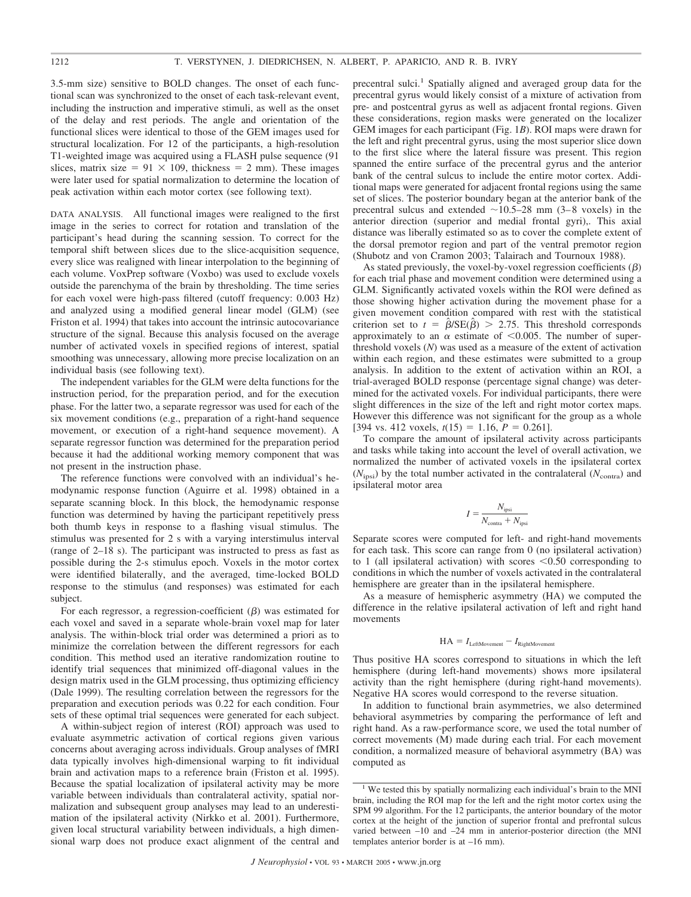3.5-mm size) sensitive to BOLD changes. The onset of each functional scan was synchronized to the onset of each task-relevant event, including the instruction and imperative stimuli, as well as the onset of the delay and rest periods. The angle and orientation of the functional slices were identical to those of the GEM images used for structural localization. For 12 of the participants, a high-resolution T1-weighted image was acquired using a FLASH pulse sequence (91 slices, matrix size = 91 × 109, thickness = 2 mm). These images were later used for spatial normalization to determine the location of peak activation within each motor cortex (see following text).

DATA ANALYSIS. All functional images were realigned to the first image in the series to correct for rotation and translation of the participant's head during the scanning session. To correct for the temporal shift between slices due to the slice-acquisition sequence, every slice was realigned with linear interpolation to the beginning of each volume. VoxPrep software (Voxbo) was used to exclude voxels outside the parenchyma of the brain by thresholding. The time series for each voxel were high-pass filtered (cutoff frequency: 0.003 Hz) and analyzed using a modified general linear model (GLM) (see Friston et al. 1994) that takes into account the intrinsic autocovariance structure of the signal. Because this analysis focused on the average number of activated voxels in specified regions of interest, spatial smoothing was unnecessary, allowing more precise localization on an individual basis (see following text).

The independent variables for the GLM were delta functions for the instruction period, for the preparation period, and for the execution phase. For the latter two, a separate regressor was used for each of the six movement conditions (e.g., preparation of a right-hand sequence movement, or execution of a right-hand sequence movement). A separate regressor function was determined for the preparation period because it had the additional working memory component that was not present in the instruction phase.

The reference functions were convolved with an individual's hemodynamic response function (Aguirre et al. 1998) obtained in a separate scanning block. In this block, the hemodynamic response function was determined by having the participant repetitively press both thumb keys in response to a flashing visual stimulus. The stimulus was presented for 2 s with a varying interstimulus interval (range of 2–18 s). The participant was instructed to press as fast as possible during the 2-s stimulus epoch. Voxels in the motor cortex were identified bilaterally, and the averaged, time-locked BOLD response to the stimulus (and responses) was estimated for each subject.

For each regressor, a regression-coefficient ($\beta$) was estimated for each voxel and saved in a separate whole-brain voxel map for later analysis. The within-block trial order was determined a priori as to minimize the correlation between the different regressors for each condition. This method used an iterative randomization routine to identify trial sequences that minimized off-diagonal values in the design matrix used in the GLM processing, thus optimizing efficiency (Dale 1999). The resulting correlation between the regressors for the preparation and execution periods was 0.22 for each condition. Four sets of these optimal trial sequences were generated for each subject.

A within-subject region of interest (ROI) approach was used to evaluate asymmetric activation of cortical regions given various concerns about averaging across individuals. Group analyses of fMRI data typically involves high-dimensional warping to fit individual brain and activation maps to a reference brain (Friston et al. 1995). Because the spatial localization of ipsilateral activity may be more variable between individuals than contralateral activity, spatial normalization and subsequent group analyses may lead to an underestimation of the ipsilateral activity (Nirkko et al. 2001). Furthermore, given local structural variability between individuals, a high dimensional warp does not produce exact alignment of the central and precentral sulci.[1] Spatially aligned and averaged group data for the precentral gyrus would likely consist of a mixture of activation from pre- and postcentral gyrus as well as adjacent frontal regions. Given these considerations, region masks were generated on the localizer GEM images for each participant (Fig. 1*B*). ROI maps were drawn for the left and right precentral gyrus, using the most superior slice down to the first slice where the lateral fissure was present. This region spanned the entire surface of the precentral gyrus and the anterior bank of the central sulcus to include the entire motor cortex. Additional maps were generated for adjacent frontal regions using the same set of slices. The posterior boundary began at the anterior bank of the precentral sulcus and extended ~10.5–28 mm (3–8 voxels) in the anterior direction (superior and medial frontal gyri),. This axial distance was liberally estimated so as to cover the complete extent of the dorsal premotor region and part of the ventral premotor region (Shubotz and von Cramon 2003; Talairach and Tournoux 1988).

As stated previously, the voxel-by-voxel regression coefficients ($\beta$) for each trial phase and movement condition were determined using a GLM. Significantly activated voxels within the ROI were defined as those showing higher activation during the movement phase for a given movement condition compared with rest with the statistical criterion set to $t = \hat{\beta}/\mathrm{SE}(\hat{\beta}) > 2.75$. This threshold corresponds approximately to an $\alpha$ estimate of $<0.005$. The number of superthreshold voxels ($N$) was used as a measure of the extent of activation within each region, and these estimates were submitted to a group analysis. In addition to the extent of activation within an ROI, a trial-averaged BOLD response (percentage signal change) was determined for the activated voxels. For individual participants, there were slight differences in the size of the left and right motor cortex maps. However this difference was not significant for the group as a whole [394 vs. 412 voxels, $t(15) = 1.16$, $P = 0.261$].

To compare the amount of ipsilateral activity across participants and tasks while taking into account the level of overall activation, we normalized the number of activated voxels in the ipsilateral cortex ($N_{\mathrm{ipsi}}$) by the total number activated in the contralateral ($N_{\mathrm{contra}}$) and ipsilateral motor area

$$I = \frac{N_{\mathrm{ipsi}}}{N_{\mathrm{contra}} + N_{\mathrm{ipsi}}}$$

Separate scores were computed for left- and right-hand movements for each task. This score can range from 0 (no ipsilateral activation) to 1 (all ipsilateral activation) with scores $<0.50$ corresponding to conditions in which the number of voxels activated in the contralateral hemisphere are greater than in the ipsilateral hemisphere.

As a measure of hemispheric asymmetry (HA) we computed the difference in the relative ipsilateral activation of left and right hand movements

$$\mathrm{HA} = I_{\mathrm{LeftMovement}} - I_{\mathrm{RightMovement}}$$

Thus positive HA scores correspond to situations in which the left hemisphere (during left-hand movements) shows more ipsilateral activity than the right hemisphere (during right-hand movements). Negative HA scores would correspond to the reverse situation.

In addition to functional brain asymmetries, we also determined behavioral asymmetries by comparing the performance of left and right hand. As a raw-performance score, we used the total number of correct movements (M) made during each trial. For each movement condition, a normalized measure of behavioral asymmetry (BA) was computed as

[1] We tested this by spatially normalizing each individual's brain to the MNI brain, including the ROI map for the left and the right motor cortex using the SPM 99 algorithm. For the 12 participants, the anterior boundary of the motor cortex at the height of the junction of superior frontal and prefrontal sulcus varied between –10 and –24 mm in anterior-posterior direction (the MNI templates anterior border is at –16 mm).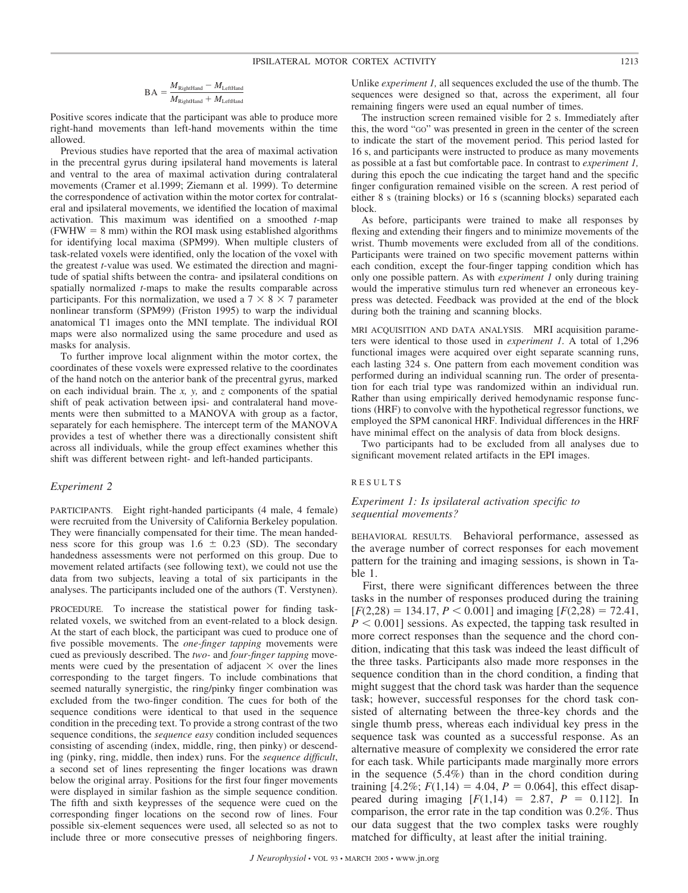$$BA = \frac{M_{\text{RightHand}} - M_{\text{LeftHand}}}{M_{\text{RightHand}} + M_{\text{LeftHand}}}$$

Positive scores indicate that the participant was able to produce more right-hand movements than left-hand movements within the time allowed.

Previous studies have reported that the area of maximal activation in the precentral gyrus during ipsilateral hand movements is lateral and ventral to the area of maximal activation during contralateral movements (Cramer et al.1999; Ziemann et al. 1999). To determine the correspondence of activation within the motor cortex for contralateral and ipsilateral movements, we identified the location of maximal activation. This maximum was identified on a smoothed *t*-map (FWHW = 8 mm) within the ROI mask using established algorithms for identifying local maxima (SPM99). When multiple clusters of task-related voxels were identified, only the location of the voxel with the greatest *t*-value was used. We estimated the direction and magnitude of spatial shifts between the contra- and ipsilateral conditions on spatially normalized *t*-maps to make the results comparable across participants. For this normalization, we used a $7 \times 8 \times 7$ parameter nonlinear transform (SPM99) (Friston 1995) to warp the individual anatomical T1 images onto the MNI template. The individual ROI maps were also normalized using the same procedure and used as masks for analysis.

To further improve local alignment within the motor cortex, the coordinates of these voxels were expressed relative to the coordinates of the hand notch on the anterior bank of the precentral gyrus, marked on each individual brain. The *x, y,* and *z* components of the spatial shift of peak activation between ipsi- and contralateral hand movements were then submitted to a MANOVA with group as a factor, separately for each hemisphere. The intercept term of the MANOVA provides a test of whether there was a directionally consistent shift across all individuals, while the group effect examines whether this shift was different between right- and left-handed participants.

### *Experiment 2*

PARTICIPANTS. Eight right-handed participants (4 male, 4 female) were recruited from the University of California Berkeley population. They were financially compensated for their time. The mean handedness score for this group was $1.6 \pm 0.23$ (SD). The secondary handedness assessments were not performed on this group. Due to movement related artifacts (see following text), we could not use the data from two subjects, leaving a total of six participants in the analyses. The participants included one of the authors (T. Verstynen).

PROCEDURE. To increase the statistical power for finding task-related voxels, we switched from an event-related to a block design. At the start of each block, the participant was cued to produce one of five possible movements. The *one-finger tapping* movements were cued as previously described. The *two-* and *four-finger tapping* movements were cued by the presentation of adjacent × over the lines corresponding to the target fingers. To include combinations that seemed naturally synergistic, the ring/pinky finger combination was excluded from the two-finger condition. The cues for both of the sequence conditions were identical to that used in the sequence condition in the preceding text. To provide a strong contrast of the two sequence conditions, the *sequence easy* condition included sequences consisting of ascending (index, middle, ring, then pinky) or descending (pinky, ring, middle, then index) runs. For the *sequence difficult*, a second set of lines representing the finger locations was drawn below the original array. Positions for the first four finger movements were displayed in similar fashion as the simple sequence condition. The fifth and sixth keypresses of the sequence were cued on the corresponding finger locations on the second row of lines. Four possible six-element sequences were used, all selected so as not to include three or more consecutive presses of neighboring fingers. Unlike *experiment 1,* all sequences excluded the use of the thumb. The sequences were designed so that, across the experiment, all four remaining fingers were used an equal number of times.

The instruction screen remained visible for 2 s. Immediately after this, the word "GO" was presented in green in the center of the screen to indicate the start of the movement period. This period lasted for 16 s, and participants were instructed to produce as many movements as possible at a fast but comfortable pace. In contrast to *experiment 1,* during this epoch the cue indicating the target hand and the specific finger configuration remained visible on the screen. A rest period of either 8 s (training blocks) or 16 s (scanning blocks) separated each block.

As before, participants were trained to make all responses by flexing and extending their fingers and to minimize movements of the wrist. Thumb movements were excluded from all of the conditions. Participants were trained on two specific movement patterns within each condition, except the four-finger tapping condition which has only one possible pattern. As with *experiment 1* only during training would the imperative stimulus turn red whenever an erroneous keypress was detected. Feedback was provided at the end of the block during both the training and scanning blocks.

MRI ACQUISITION AND DATA ANALYSIS. MRI acquisition parameters were identical to those used in *experiment 1.* A total of 1,296 functional images were acquired over eight separate scanning runs, each lasting 324 s. One pattern from each movement condition was performed during an individual scanning run. The order of presentation for each trial type was randomized within an individual run. Rather than using empirically derived hemodynamic response functions (HRF) to convolve with the hypothetical regressor functions, we employed the SPM canonical HRF. Individual differences in the HRF have minimal effect on the analysis of data from block designs.

Two participants had to be excluded from all analyses due to significant movement related artifacts in the EPI images.

## RESULTS

### *Experiment 1: Is ipsilateral activation specific to sequential movements?*

BEHAVIORAL RESULTS. Behavioral performance, assessed as the average number of correct responses for each movement pattern for the training and imaging sessions, is shown in Table 1.

First, there were significant differences between the three tasks in the number of responses produced during the training [$F(2,28) = 134.17$, $P < 0.001$] and imaging [$F(2,28) = 72.41$, $P < 0.001$] sessions. As expected, the tapping task resulted in more correct responses than the sequence and the chord condition, indicating that this task was indeed the least difficult of the three tasks. Participants also made more responses in the sequence condition than in the chord condition, a finding that might suggest that the chord task was harder than the sequence task; however, successful responses for the chord task consisted of alternating between the three-key chords and the single thumb press, whereas each individual key press in the sequence task was counted as a successful response. As an alternative measure of complexity we considered the error rate for each task. While participants made marginally more errors in the sequence (5.4%) than in the chord condition during training [4.2%; $F(1,14) = 4.04$, $P = 0.064$], this effect disappeared during imaging [$F(1,14) = 2.87$, $P = 0.112$]. In comparison, the error rate in the tap condition was 0.2%. Thus our data suggest that the two complex tasks were roughly matched for difficulty, at least after the initial training.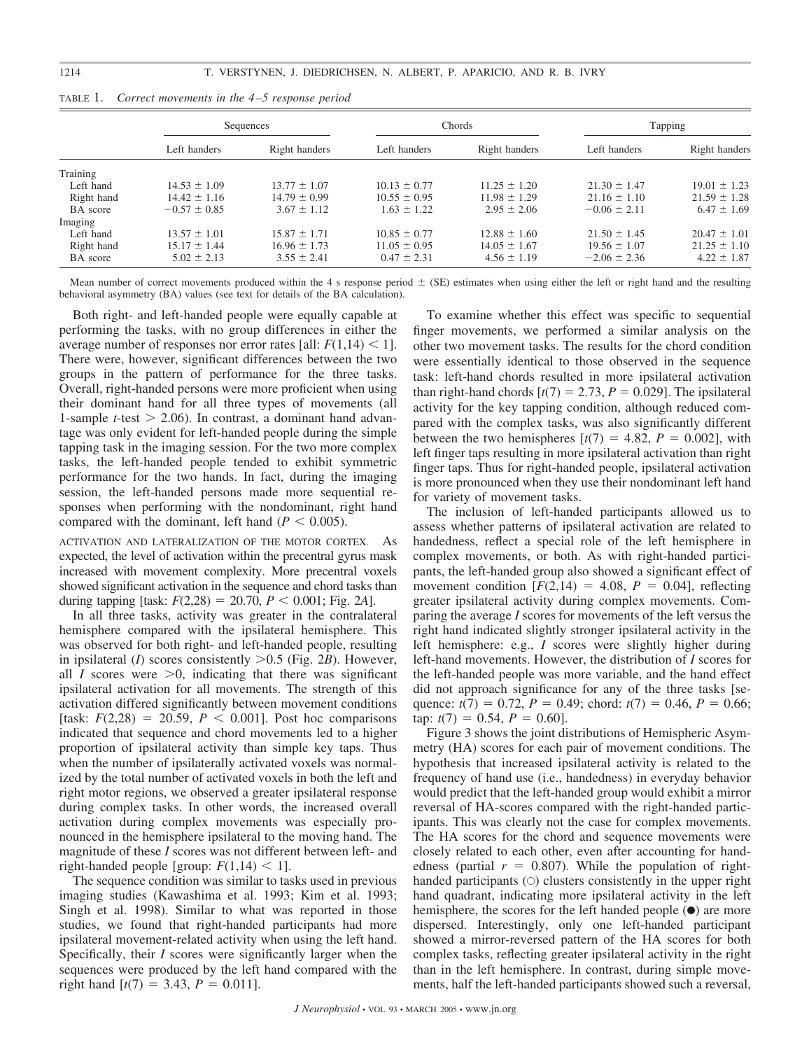TABLE 1. *Correct movements in the 4–5 response period*

| | Sequences | | Chords | | Tapping | |
|---|---|---|---|---|---|---|
| | Left handers | Right handers | Left handers | Right handers | Left handers | Right handers |
| Training | | | | | | |
| Left hand | 14.53 ± 1.09 | 13.77 ± 1.07 | 10.13 ± 0.77 | 11.25 ± 1.20 | 21.30 ± 1.47 | 19.01 ± 1.23 |
| Right hand | 14.42 ± 1.16 | 14.79 ± 0.99 | 10.55 ± 0.95 | 11.98 ± 1.29 | 21.16 ± 1.10 | 21.59 ± 1.28 |
| BA score | −0.57 ± 0.85 | 3.67 ± 1.12 | 1.63 ± 1.22 | 2.95 ± 2.06 | −0.06 ± 2.11 | 6.47 ± 1.69 |
| Imaging | | | | | | |
| Left hand | 13.57 ± 1.01 | 15.87 ± 1.71 | 10.85 ± 0.77 | 12.88 ± 1.60 | 21.50 ± 1.45 | 20.47 ± 1.01 |
| Right hand | 15.17 ± 1.44 | 16.96 ± 1.73 | 11.05 ± 0.95 | 14.05 ± 1.67 | 19.56 ± 1.07 | 21.25 ± 1.10 |
| BA score | 5.02 ± 2.13 | 3.55 ± 2.41 | 0.47 ± 2.31 | 4.56 ± 1.19 | −2.06 ± 2.36 | 4.22 ± 1.87 |

Mean number of correct movements produced within the 4 s response period ± (SE) estimates when using either the left or right hand and the resulting behavioral asymmetry (BA) values (see text for details of the BA calculation).

Both right- and left-handed people were equally capable at performing the tasks, with no group differences in either the average number of responses nor error rates [all: $F(1,14) < 1$]. There were, however, significant differences between the two groups in the pattern of performance for the three tasks. Overall, right-handed persons were more proficient when using their dominant hand for all three types of movements (all 1-sample *t*-test > 2.06). In contrast, a dominant hand advantage was only evident for left-handed people during the simple tapping task in the imaging session. For the two more complex tasks, the left-handed people tended to exhibit symmetric performance for the two hands. In fact, during the imaging session, the left-handed persons made more sequential responses when performing with the nondominant, right hand compared with the dominant, left hand ($P < 0.005$).

ACTIVATION AND LATERALIZATION OF THE MOTOR CORTEX. As expected, the level of activation within the precentral gyrus mask increased with movement complexity. More precentral voxels showed significant activation in the sequence and chord tasks than during tapping [task: $F(2,28) = 20.70$, $P < 0.001$; Fig. 2*A*].

In all three tasks, activity was greater in the contralateral hemisphere compared with the ipsilateral hemisphere. This was observed for both right- and left-handed people, resulting in ipsilateral (*I*) scores consistently >0.5 (Fig. 2*B*). However, all *I* scores were >0, indicating that there was significant ipsilateral activation for all movements. The strength of this activation differed significantly between movement conditions [task: $F(2,28) = 20.59$, $P < 0.001$]. Post hoc comparisons indicated that sequence and chord movements led to a higher proportion of ipsilateral activity than simple key taps. Thus when the number of ipsilaterally activated voxels was normalized by the total number of activated voxels in both the left and right motor regions, we observed a greater ipsilateral response during complex tasks. In other words, the increased overall activation during complex movements was especially pronounced in the hemisphere ipsilateral to the moving hand. The magnitude of these *I* scores was not different between left- and right-handed people [group: $F(1,14) < 1$].

The sequence condition was similar to tasks used in previous imaging studies (Kawashima et al. 1993; Kim et al. 1993; Singh et al. 1998). Similar to what was reported in those studies, we found that right-handed participants had more ipsilateral movement-related activity when using the left hand. Specifically, their *I* scores were significantly larger when the sequences were produced by the left hand compared with the right hand [$t(7) = 3.43$, $P = 0.011$].

To examine whether this effect was specific to sequential finger movements, we performed a similar analysis on the other two movement tasks. The results for the chord condition were essentially identical to those observed in the sequence task: left-hand chords resulted in more ipsilateral activation than right-hand chords [$t(7) = 2.73$, $P = 0.029$]. The ipsilateral activity for the key tapping condition, although reduced compared with the complex tasks, was also significantly different between the two hemispheres [$t(7) = 4.82$, $P = 0.002$], with left finger taps resulting in more ipsilateral activation than right finger taps. Thus for right-handed people, ipsilateral activation is more pronounced when they use their nondominant left hand for variety of movement tasks.

The inclusion of left-handed participants allowed us to assess whether patterns of ipsilateral activation are related to handedness, reflect a special role of the left hemisphere in complex movements, or both. As with right-handed participants, the left-handed group also showed a significant effect of movement condition [$F(2,14) = 4.08$, $P = 0.04$], reflecting greater ipsilateral activity during complex movements. Comparing the average *I* scores for movements of the left versus the right hand indicated slightly stronger ipsilateral activity in the left hemisphere: e.g., *I* scores were slightly higher during left-hand movements. However, the distribution of *I* scores for the left-handed people was more variable, and the hand effect did not approach significance for any of the three tasks [sequence: $t(7) = 0.72$, $P = 0.49$; chord: $t(7) = 0.46$, $P = 0.66$; tap: $t(7) = 0.54$, $P = 0.60$].

Figure 3 shows the joint distributions of Hemispheric Asymmetry (HA) scores for each pair of movement conditions. The hypothesis that increased ipsilateral activity is related to the frequency of hand use (i.e., handedness) in everyday behavior would predict that the left-handed group would exhibit a mirror reversal of HA-scores compared with the right-handed participants. This was clearly not the case for complex movements. The HA scores for the chord and sequence movements were closely related to each other, even after accounting for handedness (partial $r = 0.807$). While the population of right-handed participants (○) clusters consistently in the upper right hand quadrant, indicating more ipsilateral activity in the left hemisphere, the scores for the left handed people (●) are more dispersed. Interestingly, only one left-handed participant showed a mirror-reversed pattern of the HA scores for both complex tasks, reflecting greater ipsilateral activity in the right than in the left hemisphere. In contrast, during simple movements, half the left-handed participants showed such a reversal,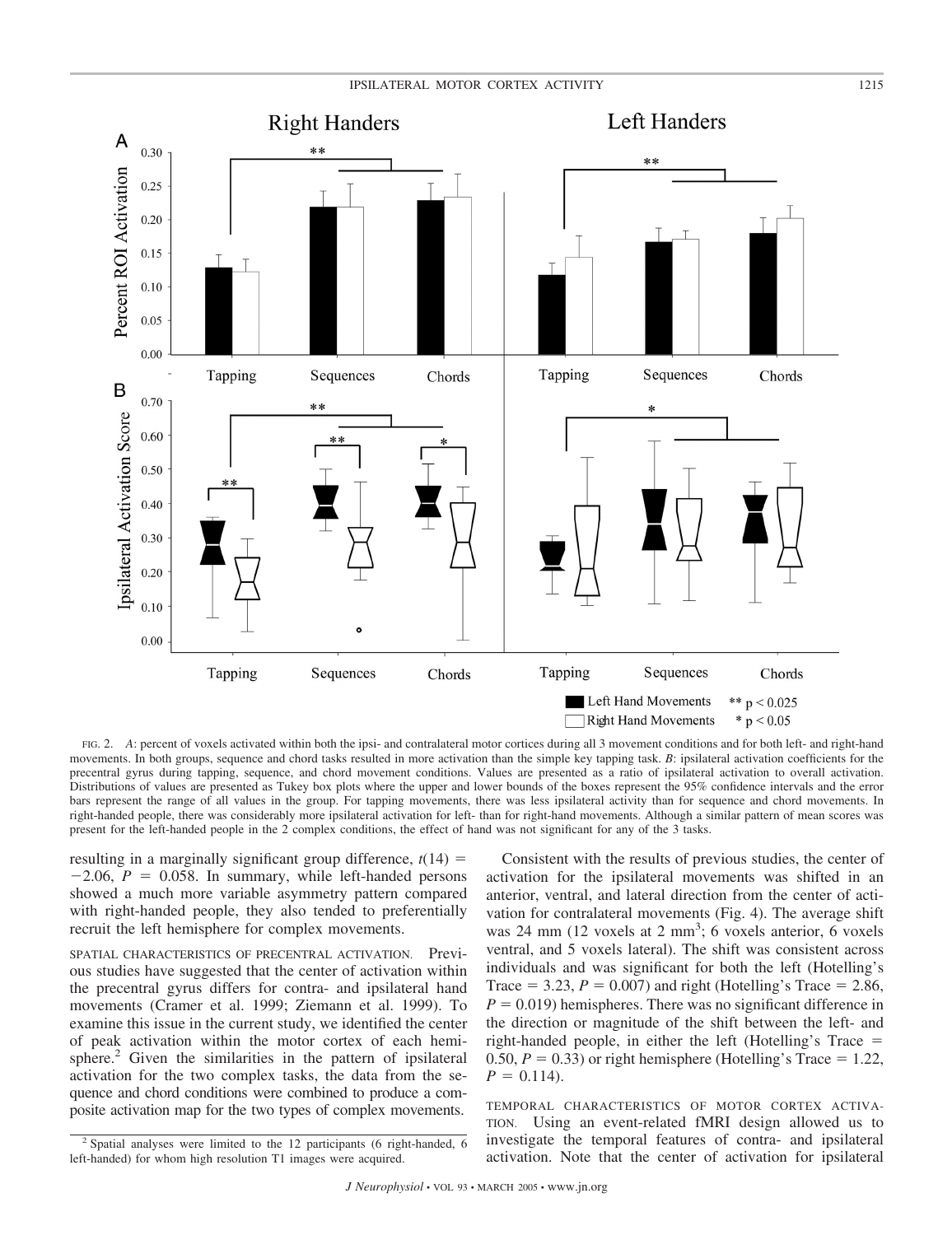Right Handers

Left Handers

A

Percent ROI Activation

0.30
0.25
0.20
0.15
0.10
0.05
0.00

**

**

Tapping Sequences Chords Tapping Sequences Chords

B

Ipsilateral Activation Score

0.70
0.60
0.50
0.40
0.30
0.20
0.10
0.00

**

**

*

**

*

Tapping Sequences Chords Tapping Sequences Chords

Left Hand Movements ** p < 0.025
Right Hand Movements * p < 0.05

FIG. 2. *A*: percent of voxels activated within both the ipsi- and contralateral motor cortices during all 3 movement conditions and for both left- and right-hand movements. In both groups, sequence and chord tasks resulted in more activation than the simple key tapping task. *B*: ipsilateral activation coefficients for the precentral gyrus during tapping, sequence, and chord movement conditions. Values are presented as a ratio of ipsilateral activation to overall activation. Distributions of values are presented as Tukey box plots where the upper and lower bounds of the boxes represent the 95% confidence intervals and the error bars represent the range of all values in the group. For tapping movements, there was less ipsilateral activity than for sequence and chord movements. In right-handed people, there was considerably more ipsilateral activation for left- than for right-hand movements. Although a similar pattern of mean scores was present for the left-handed people in the 2 complex conditions, the effect of hand was not significant for any of the 3 tasks.

resulting in a marginally significant group difference, $t(14) = -2.06$, $P = 0.058$. In summary, while left-handed persons showed a much more variable asymmetry pattern compared with right-handed people, they also tended to preferentially recruit the left hemisphere for complex movements.

SPATIAL CHARACTERISTICS OF PRECENTRAL ACTIVATION. Previous studies have suggested that the center of activation within the precentral gyrus differs for contra- and ipsilateral hand movements (Cramer et al. 1999; Ziemann et al. 1999). To examine this issue in the current study, we identified the center of peak activation within the motor cortex of each hemisphere.[2] Given the similarities in the pattern of ipsilateral activation for the two complex tasks, the data from the sequence and chord conditions were combined to produce a composite activation map for the two types of complex movements.

[2] Spatial analyses were limited to the 12 participants (6 right-handed, 6 left-handed) for whom high resolution T1 images were acquired.

Consistent with the results of previous studies, the center of activation for the ipsilateral movements was shifted in an anterior, ventral, and lateral direction from the center of activation for contralateral movements (Fig. 4). The average shift was 24 mm (12 voxels at 2 mm$^3$; 6 voxels anterior, 6 voxels ventral, and 5 voxels lateral). The shift was consistent across individuals and was significant for both the left (Hotelling's Trace = 3.23, $P = 0.007$) and right (Hotelling's Trace = 2.86, $P = 0.019$) hemispheres. There was no significant difference in the direction or magnitude of the shift between the left- and right-handed people, in either the left (Hotelling's Trace = 0.50, $P = 0.33$) or right hemisphere (Hotelling's Trace = 1.22, $P = 0.114$).

TEMPORAL CHARACTERISTICS OF MOTOR CORTEX ACTIVATION. Using an event-related fMRI design allowed us to investigate the temporal features of contra- and ipsilateral activation. Note that the center of activation for ipsilateral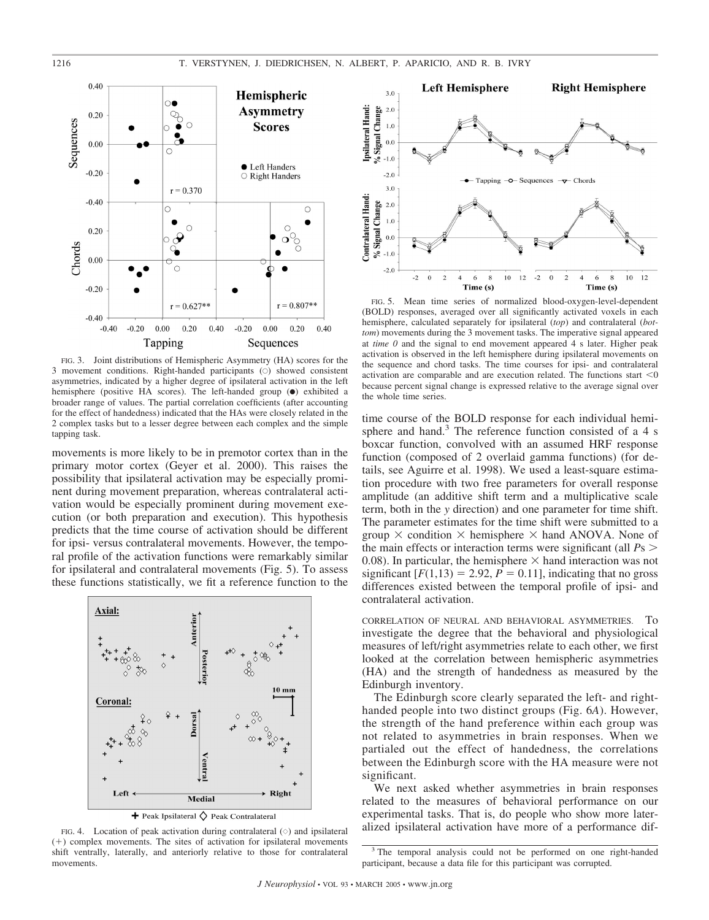0.40

Sequences

0.20

0.00

-0.20

-0.40

Chords

0.20

0.00

-0.20

-0.40

-0.40 -0.20 0.00 0.20 0.40 -0.20 0.00 0.20 0.40

Tapping

Sequences

**Hemispheric Asymmetry Scores**

● Left Handers
○ Right Handers

r = 0.370

r = 0.627**

r = 0.807**

FIG. 3. Joint distributions of Hemispheric Asymmetry (HA) scores for the 3 movement conditions. Right-handed participants (○) showed consistent asymmetries, indicated by a higher degree of ipsilateral activation in the left hemisphere (positive HA scores). The left-handed group (●) exhibited a broader range of values. The partial correlation coefficients (after accounting for the effect of handedness) indicated that the HAs were closely related in the 2 complex tasks but to a lesser degree between each complex and the simple tapping task.

movements is more likely to be in premotor cortex than in the primary motor cortex (Geyer et al. 2000). This raises the possibility that ipsilateral activation may be especially prominent during movement preparation, whereas contralateral activation would be especially prominent during movement execution (or both preparation and execution). This hypothesis predicts that the time course of activation should be different for ipsi- versus contralateral movements. However, the temporal profile of the activation functions were remarkably similar for ipsilateral and contralateral movements (Fig. 5). To assess these functions statistically, we fit a reference function to the

Axial:

Anterior

Posterior

10 mm

Coronal:

Dorsal

Ventral

Left

Medial

Right

+ Peak Ipsilateral ◇ Peak Contralateral

FIG. 4. Location of peak activation during contralateral (◇) and ipsilateral (+) complex movements. The sites of activation for ipsilateral movements shift ventrally, laterally, and anteriorly relative to those for contralateral movements.

Left Hemisphere

Right Hemisphere

Ipsilateral Hand: % Signal Change

Contralateral Hand: % Signal Change

Tapping — Sequences — Chords

Time (s)

Time (s)

FIG. 5. Mean time series of normalized blood-oxygen-level-dependent (BOLD) responses, averaged over all significantly activated voxels in each hemisphere, calculated separately for ipsilateral (*top*) and contralateral (*bottom*) movements during the 3 movement tasks. The imperative signal appeared at *time 0* and the signal to end movement appeared 4 s later. Higher peak activation is observed in the left hemisphere during ipsilateral movements on the sequence and chord tasks. The time courses for ipsi- and contralateral activation are comparable and are execution related. The functions start <0 because percent signal change is expressed relative to the average signal over the whole time series.

time course of the BOLD response for each individual hemisphere and hand.[3] The reference function consisted of a 4 s boxcar function, convolved with an assumed HRF response function (composed of 2 overlaid gamma functions) (for details, see Aguirre et al. 1998). We used a least-square estimation procedure with two free parameters for overall response amplitude (an additive shift term and a multiplicative scale term, both in the *y* direction) and one parameter for time shift. The parameter estimates for the time shift were submitted to a group × condition × hemisphere × hand ANOVA. None of the main effects or interaction terms were significant (all $P\text{s} > 0.08$). In particular, the hemisphere × hand interaction was not significant [$F(1,13) = 2.92$, $P = 0.11$], indicating that no gross differences existed between the temporal profile of ipsi- and contralateral activation.

CORRELATION OF NEURAL AND BEHAVIORAL ASYMMETRIES. To investigate the degree that the behavioral and physiological measures of left/right asymmetries relate to each other, we first looked at the correlation between hemispheric asymmetries (HA) and the strength of handedness as measured by the Edinburgh inventory.

The Edinburgh score clearly separated the left- and right-handed people into two distinct groups (Fig. 6*A*). However, the strength of the hand preference within each group was not related to asymmetries in brain responses. When we partialed out the effect of handedness, the correlations between the Edinburgh score with the HA measure were not significant.

We next asked whether asymmetries in brain responses related to the measures of behavioral performance on our experimental tasks. That is, do people who show more lateralized ipsilateral activation have more of a performance dif-

[3] The temporal analysis could not be performed on one right-handed participant, because a data file for this participant was corrupted.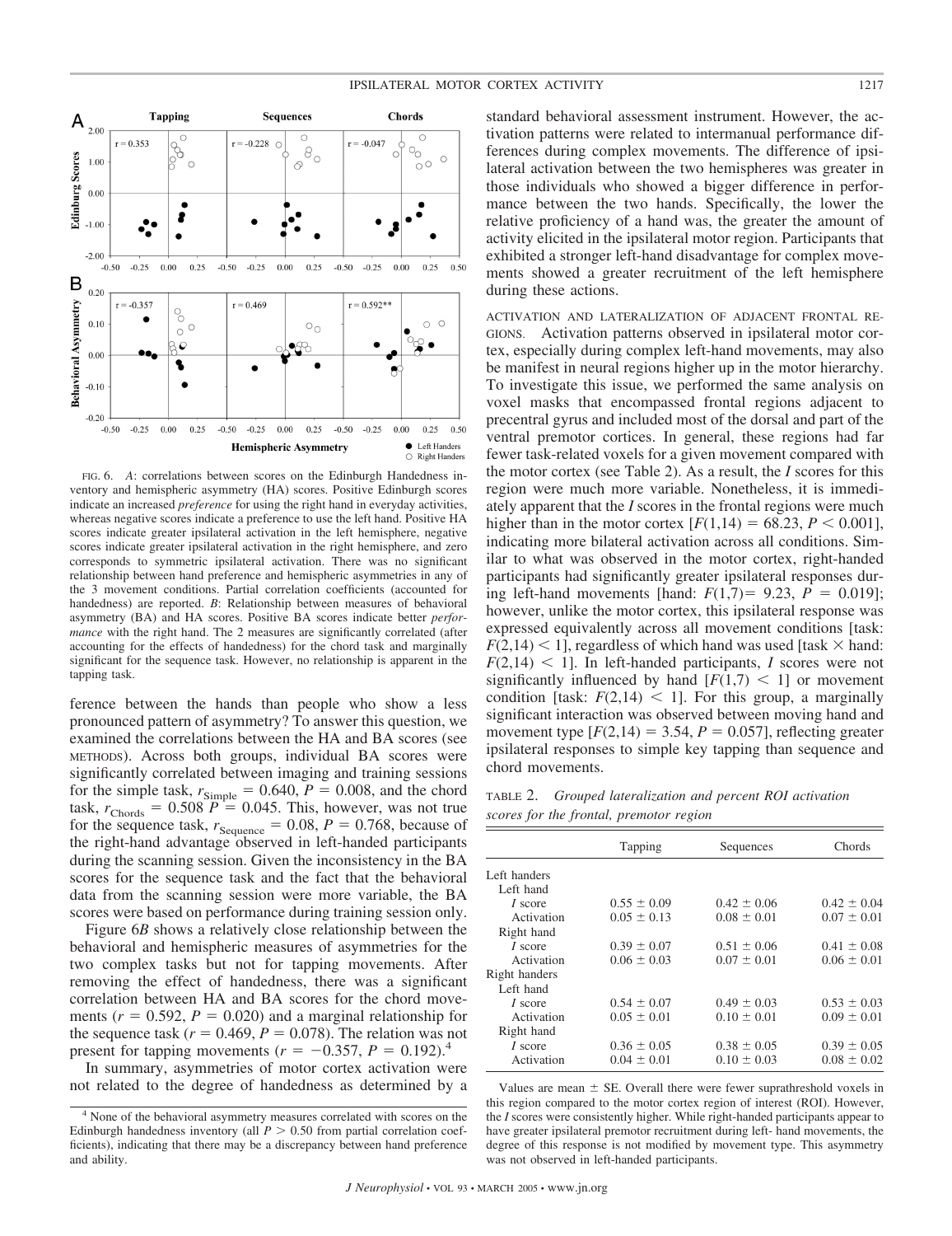A

Tapping Sequences Chords

r = 0.353 r = -0.228 r = -0.047

Edinburg Scores

2.00 1.00 0.00 -1.00 -2.00

-0.50 -0.25 0.00 0.25 0.50 -0.25 0.00 0.25 0.50 -0.25 0.00 0.25 0.50

B

r = -0.357 r = 0.469 r = 0.592**

Behavioral Asymmetry

0.20 0.10 0.00 -0.10 -0.20

-0.50 -0.25 0.00 0.25 0.50 -0.25 0.00 0.25 0.50 -0.25 0.00 0.25 0.50

Hemispheric Asymmetry

● Left Handers
○ Right Handers

FIG. 6. *A*: correlations between scores on the Edinburgh Handedness inventory and hemispheric asymmetry (HA) scores. Positive Edinburgh scores indicate an increased *preference* for using the right hand in everyday activities, whereas negative scores indicate a preference to use the left hand. Positive HA scores indicate greater ipsilateral activation in the left hemisphere, negative scores indicate greater ipsilateral activation in the right hemisphere, and zero corresponds to symmetric ipsilateral activation. There was no significant relationship between hand preference and hemispheric asymmetries in any of the 3 movement conditions. Partial correlation coefficients (accounted for handedness) are reported. *B*: Relationship between measures of behavioral asymmetry (BA) and HA scores. Positive BA scores indicate better *performance* with the right hand. The 2 measures are significantly correlated (after accounting for the effects of handedness) for the chord task and marginally significant for the sequence task. However, no relationship is apparent in the tapping task.

ference between the hands than people who show a less pronounced pattern of asymmetry? To answer this question, we examined the correlations between the HA and BA scores (see METHODS). Across both groups, individual BA scores were significantly correlated between imaging and training sessions for the simple task, $r_{\text{Simple}} = 0.640$, $P = 0.008$, and the chord task, $r_{\text{Chords}} = 0.508$ $P = 0.045$. This, however, was not true for the sequence task, $r_{\text{Sequence}} = 0.08$, $P = 0.768$, because of the right-hand advantage observed in left-handed participants during the scanning session. Given the inconsistency in the BA scores for the sequence task and the fact that the behavioral data from the scanning session were more variable, the BA scores were based on performance during training session only.

Figure 6*B* shows a relatively close relationship between the behavioral and hemispheric measures of asymmetries for the two complex tasks but not for tapping movements. After removing the effect of handedness, there was a significant correlation between HA and BA scores for the chord movements ($r = 0.592$, $P = 0.020$) and a marginal relationship for the sequence task ($r = 0.469$, $P = 0.078$). The relation was not present for tapping movements ($r = -0.357$, $P = 0.192$).[4]

In summary, asymmetries of motor cortex activation were not related to the degree of handedness as determined by a standard behavioral assessment instrument. However, the activation patterns were related to intermanual performance differences during complex movements. The difference of ipsilateral activation between the two hemispheres was greater in those individuals who showed a bigger difference in performance between the two hands. Specifically, the lower the relative proficiency of a hand was, the greater the amount of activity elicited in the ipsilateral motor region. Participants that exhibited a stronger left-hand disadvantage for complex movements showed a greater recruitment of the left hemisphere during these actions.

ACTIVATION AND LATERALIZATION OF ADJACENT FRONTAL REGIONS. Activation patterns observed in ipsilateral motor cortex, especially during complex left-hand movements, may also be manifest in neural regions higher up in the motor hierarchy. To investigate this issue, we performed the same analysis on voxel masks that encompassed frontal regions adjacent to precentral gyrus and included most of the dorsal and part of the ventral premotor cortices. In general, these regions had far fewer task-related voxels for a given movement compared with the motor cortex (see Table 2). As a result, the *I* scores for this region were much more variable. Nonetheless, it is immediately apparent that the *I* scores in the frontal regions were much higher than in the motor cortex [$F(1,14) = 68.23$, $P < 0.001$], indicating more bilateral activation across all conditions. Similar to what was observed in the motor cortex, right-handed participants had significantly greater ipsilateral responses during left-hand movements [hand: $F(1,7) = 9.23$, $P = 0.019$]; however, unlike the motor cortex, this ipsilateral response was expressed equivalently across all movement conditions [task: $F(2,14) < 1$], regardless of which hand was used [task × hand: $F(2,14) < 1$]. In left-handed participants, *I* scores were not significantly influenced by hand [$F(1,7) < 1$] or movement condition [task: $F(2,14) < 1$]. For this group, a marginally significant interaction was observed between moving hand and movement type [$F(2,14) = 3.54$, $P = 0.057$], reflecting greater ipsilateral responses to simple key tapping than sequence and chord movements.

TABLE 2. *Grouped lateralization and percent ROI activation scores for the frontal, premotor region*

| | Tapping | Sequences | Chords |
|---|---|---|---|
| Left handers | | | |
| Left hand | | | |
| *I* score | 0.55 ± 0.09 | 0.42 ± 0.06 | 0.42 ± 0.04 |
| Activation | 0.05 ± 0.13 | 0.08 ± 0.01 | 0.07 ± 0.01 |
| Right hand | | | |
| *I* score | 0.39 ± 0.07 | 0.51 ± 0.06 | 0.41 ± 0.08 |
| Activation | 0.06 ± 0.03 | 0.07 ± 0.01 | 0.06 ± 0.01 |
| Right handers | | | |
| Left hand | | | |
| *I* score | 0.54 ± 0.07 | 0.49 ± 0.03 | 0.53 ± 0.03 |
| Activation | 0.05 ± 0.01 | 0.10 ± 0.01 | 0.09 ± 0.01 |
| Right hand | | | |
| *I* score | 0.36 ± 0.05 | 0.38 ± 0.05 | 0.39 ± 0.05 |
| Activation | 0.04 ± 0.01 | 0.10 ± 0.03 | 0.08 ± 0.02 |

Values are mean ± SE. Overall there were fewer suprathreshold voxels in this region compared to the motor cortex region of interest (ROI). However, the *I* scores were consistently higher. While right-handed participants appear to have greater ipsilateral premotor recruitment during left- hand movements, the degree of this response is not modified by movement type. This asymmetry was not observed in left-handed participants.

[4] None of the behavioral asymmetry measures correlated with scores on the Edinburgh handedness inventory (all $P > 0.50$ from partial correlation coefficients), indicating that there may be a discrepancy between hand preference and ability.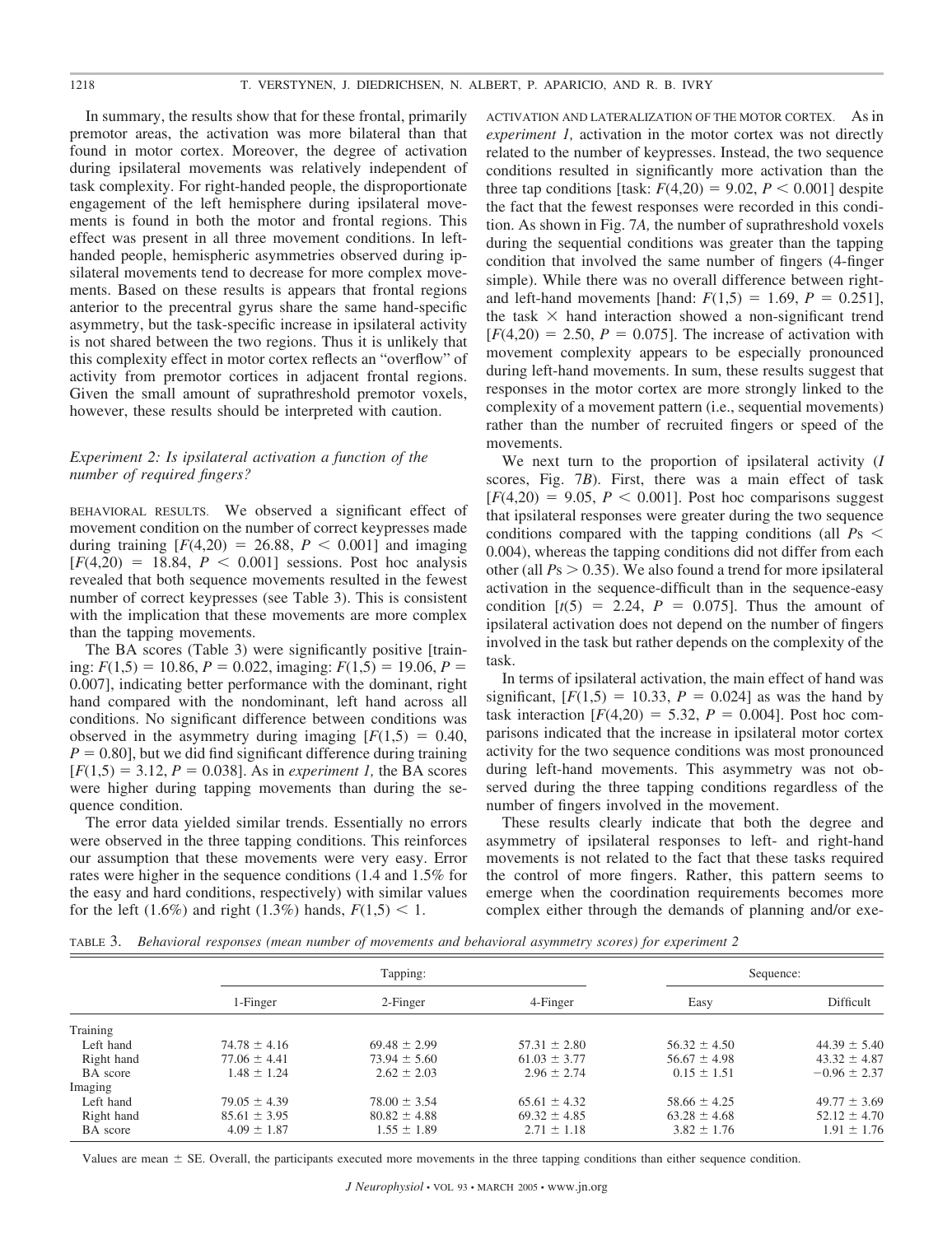In summary, the results show that for these frontal, primarily premotor areas, the activation was more bilateral than that found in motor cortex. Moreover, the degree of activation during ipsilateral movements was relatively independent of task complexity. For right-handed people, the disproportionate engagement of the left hemisphere during ipsilateral movements is found in both the motor and frontal regions. This effect was present in all three movement conditions. In left-handed people, hemispheric asymmetries observed during ipsilateral movements tend to decrease for more complex movements. Based on these results is appears that frontal regions anterior to the precentral gyrus share the same hand-specific asymmetry, but the task-specific increase in ipsilateral activity is not shared between the two regions. Thus it is unlikely that this complexity effect in motor cortex reflects an "overflow" of activity from premotor cortices in adjacent frontal regions. Given the small amount of suprathreshold premotor voxels, however, these results should be interpreted with caution.

### *Experiment 2: Is ipsilateral activation a function of the number of required fingers?*

BEHAVIORAL RESULTS. We observed a significant effect of movement condition on the number of correct keypresses made during training [$F(4,20) = 26.88$, $P < 0.001$] and imaging [$F(4,20) = 18.84$, $P < 0.001$] sessions. Post hoc analysis revealed that both sequence movements resulted in the fewest number of correct keypresses (see Table 3). This is consistent with the implication that these movements are more complex than the tapping movements.

The BA scores (Table 3) were significantly positive [training: $F(1,5) = 10.86$, $P = 0.022$, imaging: $F(1,5) = 19.06$, $P = 0.007$], indicating better performance with the dominant, right hand compared with the nondominant, left hand across all conditions. No significant difference between conditions was observed in the asymmetry during imaging [$F(1,5) = 0.40$, $P = 0.80$], but we did find significant difference during training [$F(1,5) = 3.12$, $P = 0.038$]. As in *experiment 1,* the BA scores were higher during tapping movements than during the sequence condition.

The error data yielded similar trends. Essentially no errors were observed in the three tapping conditions. This reinforces our assumption that these movements were very easy. Error rates were higher in the sequence conditions (1.4 and 1.5% for the easy and hard conditions, respectively) with similar values for the left (1.6%) and right (1.3%) hands, $F(1,5) < 1$.

ACTIVATION AND LATERALIZATION OF THE MOTOR CORTEX. As in *experiment 1,* activation in the motor cortex was not directly related to the number of keypresses. Instead, the two sequence conditions resulted in significantly more activation than the three tap conditions [task: $F(4,20) = 9.02$, $P < 0.001$] despite the fact that the fewest responses were recorded in this condition. As shown in Fig. 7*A,* the number of suprathreshold voxels during the sequential conditions was greater than the tapping condition that involved the same number of fingers (4-finger simple). While there was no overall difference between right- and left-hand movements [hand: $F(1,5) = 1.69$, $P = 0.251$], the task × hand interaction showed a non-significant trend [$F(4,20) = 2.50$, $P = 0.075$]. The increase of activation with movement complexity appears to be especially pronounced during left-hand movements. In sum, these results suggest that responses in the motor cortex are more strongly linked to the complexity of a movement pattern (i.e., sequential movements) rather than the number of recruited fingers or speed of the movements.

We next turn to the proportion of ipsilateral activity (*I* scores, Fig. 7*B*). First, there was a main effect of task [$F(4,20) = 9.05$, $P < 0.001$]. Post hoc comparisons suggest that ipsilateral responses were greater during the two sequence conditions compared with the tapping conditions (all $P$s $< 0.004$), whereas the tapping conditions did not differ from each other (all $P$s $> 0.35$). We also found a trend for more ipsilateral activation in the sequence-difficult than in the sequence-easy condition [$t(5) = 2.24$, $P = 0.075$]. Thus the amount of ipsilateral activation does not depend on the number of fingers involved in the task but rather depends on the complexity of the task.

In terms of ipsilateral activation, the main effect of hand was significant, [$F(1,5) = 10.33$, $P = 0.024$] as was the hand by task interaction [$F(4,20) = 5.32$, $P = 0.004$]. Post hoc comparisons indicated that the increase in ipsilateral motor cortex activity for the two sequence conditions was most pronounced during left-hand movements. This asymmetry was not observed during the three tapping conditions regardless of the number of fingers involved in the movement.

These results clearly indicate that both the degree and asymmetry of ipsilateral responses to left- and right-hand movements is not related to the fact that these tasks required the control of more fingers. Rather, this pattern seems to emerge when the coordination requirements becomes more complex either through the demands of planning and/or exe-

TABLE 3. *Behavioral responses (mean number of movements and behavioral asymmetry scores) for experiment 2*

| | Tapping: | | | Sequence: | |
|---|---|---|---|---|---|
| | 1-Finger | 2-Finger | 4-Finger | Easy | Difficult |
| Training | | | | | |
| Left hand | 74.78 ± 4.16 | 69.48 ± 2.99 | 57.31 ± 2.80 | 56.32 ± 4.50 | 44.39 ± 5.40 |
| Right hand | 77.06 ± 4.41 | 73.94 ± 5.60 | 61.03 ± 3.77 | 56.67 ± 4.98 | 43.32 ± 4.87 |
| BA score | 1.48 ± 1.24 | 2.62 ± 2.03 | 2.96 ± 2.74 | 0.15 ± 1.51 | −0.96 ± 2.37 |
| Imaging | | | | | |
| Left hand | 79.05 ± 4.39 | 78.00 ± 3.54 | 65.61 ± 4.32 | 58.66 ± 4.25 | 49.77 ± 3.69 |
| Right hand | 85.61 ± 3.95 | 80.82 ± 4.88 | 69.32 ± 4.85 | 63.28 ± 4.68 | 52.12 ± 4.70 |
| BA score | 4.09 ± 1.87 | 1.55 ± 1.89 | 2.71 ± 1.18 | 3.82 ± 1.76 | 1.91 ± 1.76 |

Values are mean ± SE. Overall, the participants executed more movements in the three tapping conditions than either sequence condition.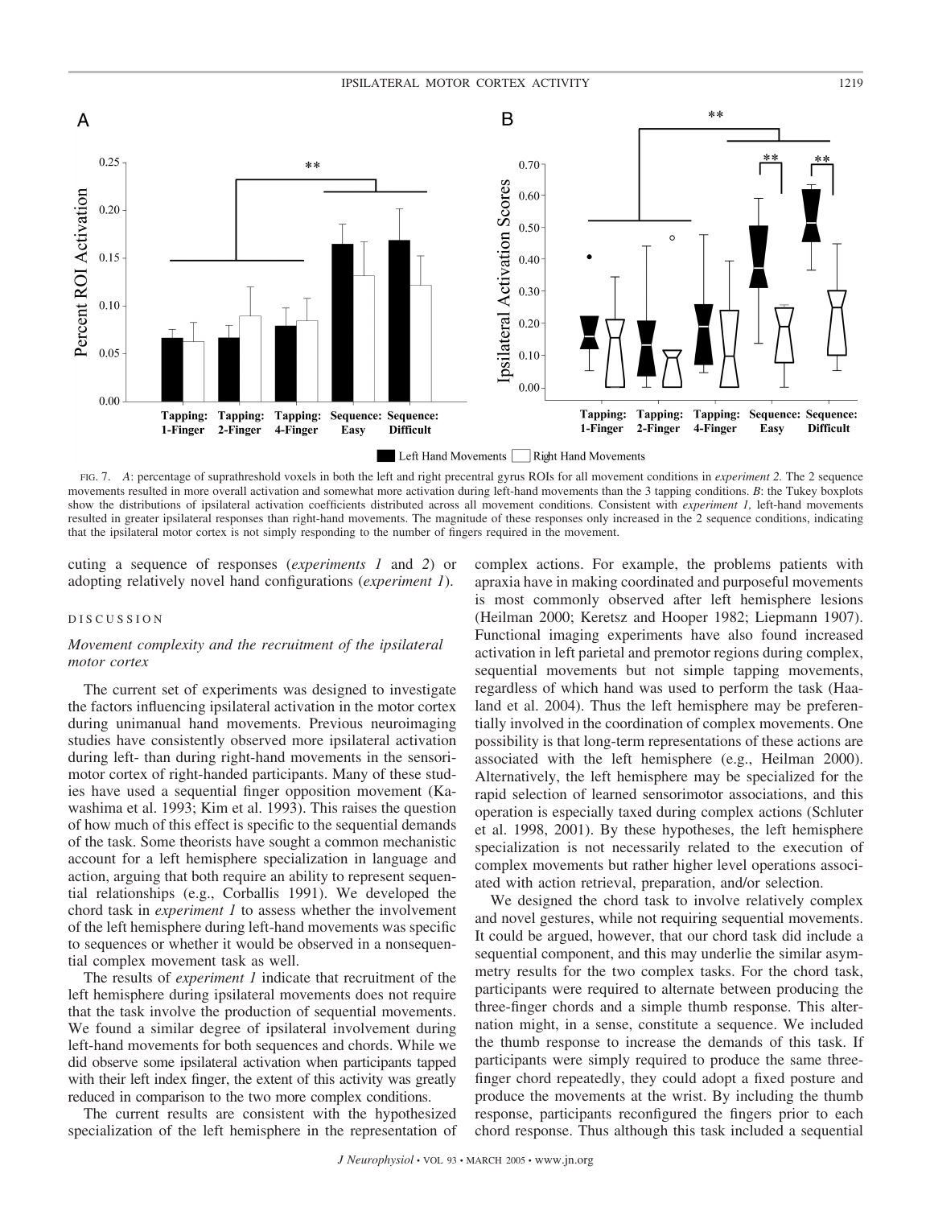A

0.25
0.20
0.15
0.10
0.05
0.00

Percent ROI Activation

**

Tapping: 1-Finger
Tapping: 2-Finger
Tapping: 4-Finger
Sequence: Easy
Sequence: Difficult

B

0.70
0.60
0.50
0.40
0.30
0.20
0.10
0.00

Ipsilateral Activation Scores

**
**
**

Tapping: 1-Finger
Tapping: 2-Finger
Tapping: 4-Finger
Sequence: Easy
Sequence: Difficult

Left Hand Movements
Right Hand Movements

FIG. 7. *A*: percentage of suprathreshold voxels in both the left and right precentral gyrus ROIs for all movement conditions in *experiment 2.* The 2 sequence movements resulted in more overall activation and somewhat more activation during left-hand movements than the 3 tapping conditions. *B*: the Tukey boxplots show the distributions of ipsilateral activation coefficients distributed across all movement conditions. Consistent with *experiment 1,* left-hand movements resulted in greater ipsilateral responses than right-hand movements. The magnitude of these responses only increased in the 2 sequence conditions, indicating that the ipsilateral motor cortex is not simply responding to the number of fingers required in the movement.

cuting a sequence of responses (*experiments 1* and *2*) or adopting relatively novel hand configurations (*experiment 1*).

## DISCUSSION

### *Movement complexity and the recruitment of the ipsilateral motor cortex*

The current set of experiments was designed to investigate the factors influencing ipsilateral activation in the motor cortex during unimanual hand movements. Previous neuroimaging studies have consistently observed more ipsilateral activation during left- than during right-hand movements in the sensorimotor cortex of right-handed participants. Many of these studies have used a sequential finger opposition movement (Kawashima et al. 1993; Kim et al. 1993). This raises the question of how much of this effect is specific to the sequential demands of the task. Some theorists have sought a common mechanistic account for a left hemisphere specialization in language and action, arguing that both require an ability to represent sequential relationships (e.g., Corballis 1991). We developed the chord task in *experiment 1* to assess whether the involvement of the left hemisphere during left-hand movements was specific to sequences or whether it would be observed in a nonsequential complex movement task as well.

The results of *experiment 1* indicate that recruitment of the left hemisphere during ipsilateral movements does not require that the task involve the production of sequential movements. We found a similar degree of ipsilateral involvement during left-hand movements for both sequences and chords. While we did observe some ipsilateral activation when participants tapped with their left index finger, the extent of this activity was greatly reduced in comparison to the two more complex conditions.

The current results are consistent with the hypothesized specialization of the left hemisphere in the representation of complex actions. For example, the problems patients with apraxia have in making coordinated and purposeful movements is most commonly observed after left hemisphere lesions (Heilman 2000; Keretsz and Hooper 1982; Liepmann 1907). Functional imaging experiments have also found increased activation in left parietal and premotor regions during complex, sequential movements but not simple tapping movements, regardless of which hand was used to perform the task (Haaland et al. 2004). Thus the left hemisphere may be preferentially involved in the coordination of complex movements. One possibility is that long-term representations of these actions are associated with the left hemisphere (e.g., Heilman 2000). Alternatively, the left hemisphere may be specialized for the rapid selection of learned sensorimotor associations, and this operation is especially taxed during complex actions (Schluter et al. 1998, 2001). By these hypotheses, the left hemisphere specialization is not necessarily related to the execution of complex movements but rather higher level operations associated with action retrieval, preparation, and/or selection.

We designed the chord task to involve relatively complex and novel gestures, while not requiring sequential movements. It could be argued, however, that our chord task did include a sequential component, and this may underlie the similar asymmetry results for the two complex tasks. For the chord task, participants were required to alternate between producing the three-finger chords and a simple thumb response. This alternation might, in a sense, constitute a sequence. We included the thumb response to increase the demands of this task. If participants were simply required to produce the same three-finger chord repeatedly, they could adopt a fixed posture and produce the movements at the wrist. By including the thumb response, participants reconfigured the fingers prior to each chord response. Thus although this task included a sequential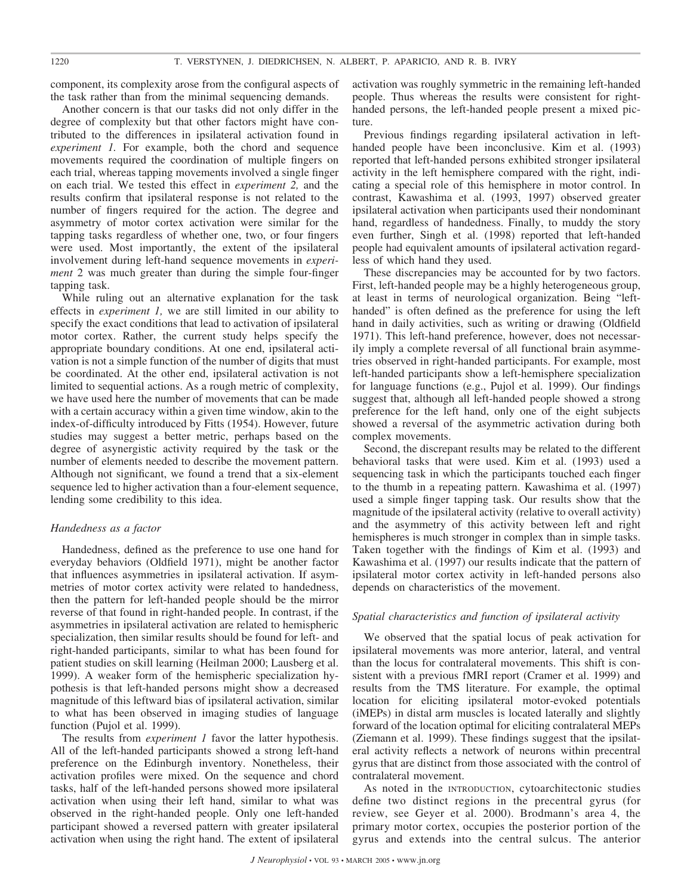component, its complexity arose from the configural aspects of the task rather than from the minimal sequencing demands.

Another concern is that our tasks did not only differ in the degree of complexity but that other factors might have contributed to the differences in ipsilateral activation found in *experiment 1.* For example, both the chord and sequence movements required the coordination of multiple fingers on each trial, whereas tapping movements involved a single finger on each trial. We tested this effect in *experiment 2,* and the results confirm that ipsilateral response is not related to the number of fingers required for the action. The degree and asymmetry of motor cortex activation were similar for the tapping tasks regardless of whether one, two, or four fingers were used. Most importantly, the extent of the ipsilateral involvement during left-hand sequence movements in *experiment* 2 was much greater than during the simple four-finger tapping task.

While ruling out an alternative explanation for the task effects in *experiment 1,* we are still limited in our ability to specify the exact conditions that lead to activation of ipsilateral motor cortex. Rather, the current study helps specify the appropriate boundary conditions. At one end, ipsilateral activation is not a simple function of the number of digits that must be coordinated. At the other end, ipsilateral activation is not limited to sequential actions. As a rough metric of complexity, we have used here the number of movements that can be made with a certain accuracy within a given time window, akin to the index-of-difficulty introduced by Fitts (1954). However, future studies may suggest a better metric, perhaps based on the degree of asynergistic activity required by the task or the number of elements needed to describe the movement pattern. Although not significant, we found a trend that a six-element sequence led to higher activation than a four-element sequence, lending some credibility to this idea.

### *Handedness as a factor*

Handedness, defined as the preference to use one hand for everyday behaviors (Oldfield 1971), might be another factor that influences asymmetries in ipsilateral activation. If asymmetries of motor cortex activity were related to handedness, then the pattern for left-handed people should be the mirror reverse of that found in right-handed people. In contrast, if the asymmetries in ipsilateral activation are related to hemispheric specialization, then similar results should be found for left- and right-handed participants, similar to what has been found for patient studies on skill learning (Heilman 2000; Lausberg et al. 1999). A weaker form of the hemispheric specialization hypothesis is that left-handed persons might show a decreased magnitude of this leftward bias of ipsilateral activation, similar to what has been observed in imaging studies of language function (Pujol et al. 1999).

The results from *experiment 1* favor the latter hypothesis. All of the left-handed participants showed a strong left-hand preference on the Edinburgh inventory. Nonetheless, their activation profiles were mixed. On the sequence and chord tasks, half of the left-handed persons showed more ipsilateral activation when using their left hand, similar to what was observed in the right-handed people. Only one left-handed participant showed a reversed pattern with greater ipsilateral activation when using the right hand. The extent of ipsilateral activation was roughly symmetric in the remaining left-handed people. Thus whereas the results were consistent for right-handed persons, the left-handed people present a mixed picture.

Previous findings regarding ipsilateral activation in left-handed people have been inconclusive. Kim et al. (1993) reported that left-handed persons exhibited stronger ipsilateral activity in the left hemisphere compared with the right, indicating a special role of this hemisphere in motor control. In contrast, Kawashima et al. (1993, 1997) observed greater ipsilateral activation when participants used their nondominant hand, regardless of handedness. Finally, to muddy the story even further, Singh et al. (1998) reported that left-handed people had equivalent amounts of ipsilateral activation regardless of which hand they used.

These discrepancies may be accounted for by two factors. First, left-handed people may be a highly heterogeneous group, at least in terms of neurological organization. Being "left-handed" is often defined as the preference for using the left hand in daily activities, such as writing or drawing (Oldfield 1971). This left-hand preference, however, does not necessarily imply a complete reversal of all functional brain asymmetries observed in right-handed participants. For example, most left-handed participants show a left-hemisphere specialization for language functions (e.g., Pujol et al. 1999). Our findings suggest that, although all left-handed people showed a strong preference for the left hand, only one of the eight subjects showed a reversal of the asymmetric activation during both complex movements.

Second, the discrepant results may be related to the different behavioral tasks that were used. Kim et al. (1993) used a sequencing task in which the participants touched each finger to the thumb in a repeating pattern. Kawashima et al. (1997) used a simple finger tapping task. Our results show that the magnitude of the ipsilateral activity (relative to overall activity) and the asymmetry of this activity between left and right hemispheres is much stronger in complex than in simple tasks. Taken together with the findings of Kim et al. (1993) and Kawashima et al. (1997) our results indicate that the pattern of ipsilateral motor cortex activity in left-handed persons also depends on characteristics of the movement.

### *Spatial characteristics and function of ipsilateral activity*

We observed that the spatial locus of peak activation for ipsilateral movements was more anterior, lateral, and ventral than the locus for contralateral movements. This shift is consistent with a previous fMRI report (Cramer et al. 1999) and results from the TMS literature. For example, the optimal location for eliciting ipsilateral motor-evoked potentials (iMEPs) in distal arm muscles is located laterally and slightly forward of the location optimal for eliciting contralateral MEPs (Ziemann et al. 1999). These findings suggest that the ipsilateral activity reflects a network of neurons within precentral gyrus that are distinct from those associated with the control of contralateral movement.

As noted in the INTRODUCTION, cytoarchitectonic studies define two distinct regions in the precentral gyrus (for review, see Geyer et al. 2000). Brodmann's area 4, the primary motor cortex, occupies the posterior portion of the gyrus and extends into the central sulcus. The anterior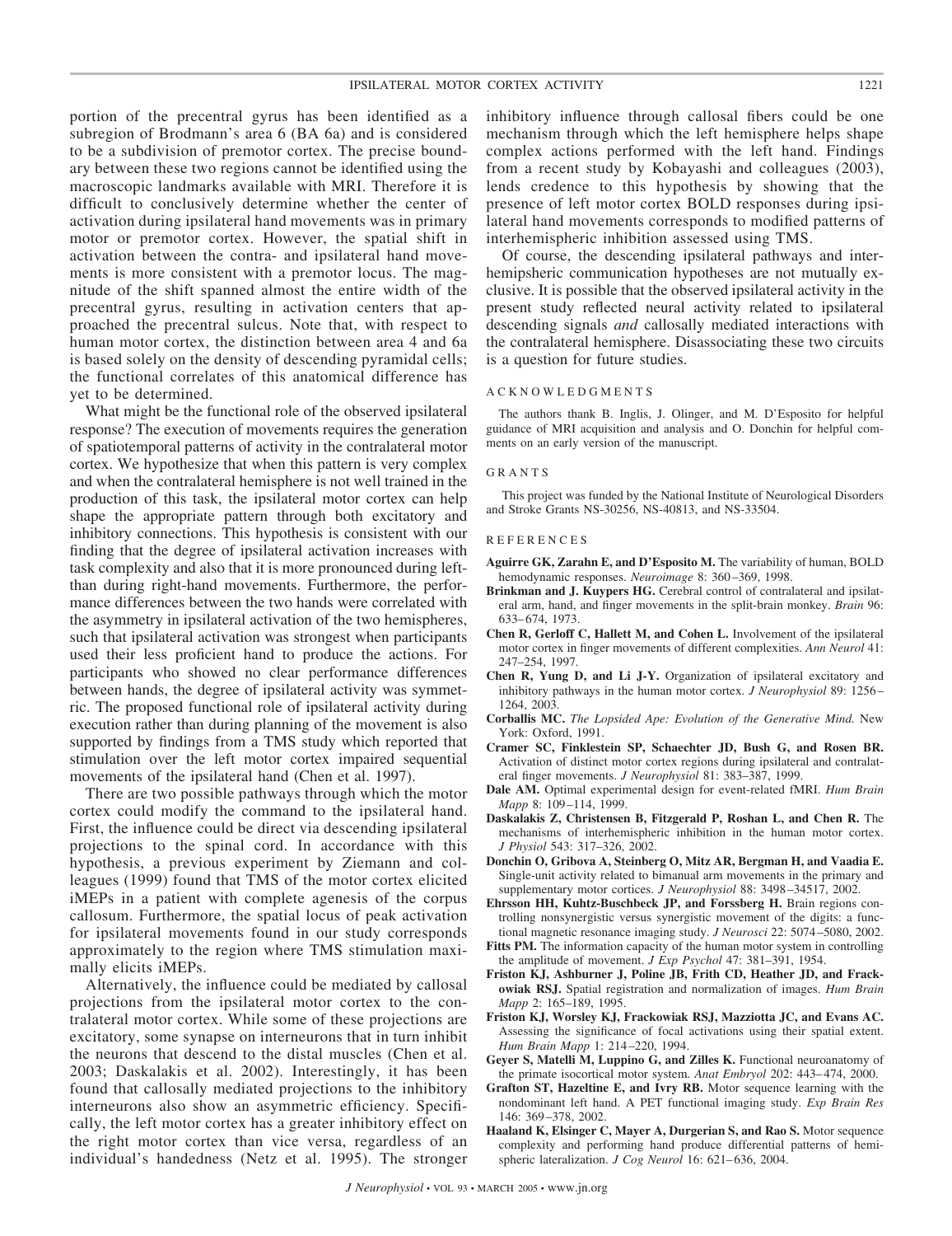portion of the precentral gyrus has been identified as a subregion of Brodmann's area 6 (BA 6a) and is considered to be a subdivision of premotor cortex. The precise boundary between these two regions cannot be identified using the macroscopic landmarks available with MRI. Therefore it is difficult to conclusively determine whether the center of activation during ipsilateral hand movements was in primary motor or premotor cortex. However, the spatial shift in activation between the contra- and ipsilateral hand movements is more consistent with a premotor locus. The magnitude of the shift spanned almost the entire width of the precentral gyrus, resulting in activation centers that approached the precentral sulcus. Note that, with respect to human motor cortex, the distinction between area 4 and 6a is based solely on the density of descending pyramidal cells; the functional correlates of this anatomical difference has yet to be determined.

What might be the functional role of the observed ipsilateral response? The execution of movements requires the generation of spatiotemporal patterns of activity in the contralateral motor cortex. We hypothesize that when this pattern is very complex and when the contralateral hemisphere is not well trained in the production of this task, the ipsilateral motor cortex can help shape the appropriate pattern through both excitatory and inhibitory connections. This hypothesis is consistent with our finding that the degree of ipsilateral activation increases with task complexity and also that it is more pronounced during left- than during right-hand movements. Furthermore, the performance differences between the two hands were correlated with the asymmetry in ipsilateral activation of the two hemispheres, such that ipsilateral activation was strongest when participants used their less proficient hand to produce the actions. For participants who showed no clear performance differences between hands, the degree of ipsilateral activity was symmetric. The proposed functional role of ipsilateral activity during execution rather than during planning of the movement is also supported by findings from a TMS study which reported that stimulation over the left motor cortex impaired sequential movements of the ipsilateral hand (Chen et al. 1997).

There are two possible pathways through which the motor cortex could modify the command to the ipsilateral hand. First, the influence could be direct via descending ipsilateral projections to the spinal cord. In accordance with this hypothesis, a previous experiment by Ziemann and colleagues (1999) found that TMS of the motor cortex elicited iMEPs in a patient with complete agenesis of the corpus callosum. Furthermore, the spatial locus of peak activation for ipsilateral movements found in our study corresponds approximately to the region where TMS stimulation maximally elicits iMEPs.

Alternatively, the influence could be mediated by callosal projections from the ipsilateral motor cortex to the contralateral motor cortex. While some of these projections are excitatory, some synapse on interneurons that in turn inhibit the neurons that descend to the distal muscles (Chen et al. 2003; Daskalakis et al. 2002). Interestingly, it has been found that callosally mediated projections to the inhibitory interneurons also show an asymmetric efficiency. Specifically, the left motor cortex has a greater inhibitory effect on the right motor cortex than vice versa, regardless of an individual's handedness (Netz et al. 1995). The stronger inhibitory influence through callosal fibers could be one mechanism through which the left hemisphere helps shape complex actions performed with the left hand. Findings from a recent study by Kobayashi and colleagues (2003), lends credence to this hypothesis by showing that the presence of left motor cortex BOLD responses during ipsilateral hand movements corresponds to modified patterns of interhemispheric inhibition assessed using TMS.

Of course, the descending ipsilateral pathways and interhemispheric communication hypotheses are not mutually exclusive. It is possible that the observed ipsilateral activity in the present study reflected neural activity related to ipsilateral descending signals *and* callosally mediated interactions with the contralateral hemisphere. Disassociating these two circuits is a question for future studies.

## ACKNOWLEDGMENTS

The authors thank B. Inglis, J. Olinger, and M. D'Esposito for helpful guidance of MRI acquisition and analysis and O. Donchin for helpful comments on an early version of the manuscript.

## GRANTS

This project was funded by the National Institute of Neurological Disorders and Stroke Grants NS-30256, NS-40813, and NS-33504.

## REFERENCES

**Aguirre GK, Zarahn E, and D'Esposito M.** The variability of human, BOLD hemodynamic responses. *Neuroimage* 8: 360–369, 1998.

**Brinkman and J. Kuypers HG.** Cerebral control of contralateral and ipsilateral arm, hand, and finger movements in the split-brain monkey. *Brain* 96: 633–674, 1973.

**Chen R, Gerloff C, Hallett M, and Cohen L.** Involvement of the ipsilateral motor cortex in finger movements of different complexities. *Ann Neurol* 41: 247–254, 1997.

**Chen R, Yung D, and Li J-Y.** Organization of ipsilateral excitatory and inhibitory pathways in the human motor cortex. *J Neurophysiol* 89: 1256–1264, 2003.

**Corballis MC.** *The Lopsided Ape: Evolution of the Generative Mind.* New York: Oxford, 1991.

**Cramer SC, Finklestein SP, Schaechter JD, Bush G, and Rosen BR.** Activation of distinct motor cortex regions during ipsilateral and contralateral finger movements. *J Neurophysiol* 81: 383–387, 1999.

**Dale AM.** Optimal experimental design for event-related fMRI. *Hum Brain Mapp* 8: 109–114, 1999.

**Daskalakis Z, Christensen B, Fitzgerald P, Roshan L, and Chen R.** The mechanisms of interhemispheric inhibition in the human motor cortex. *J Physiol* 543: 317–326, 2002.

**Donchin O, Gribova A, Steinberg O, Mitz AR, Bergman H, and Vaadia E.** Single-unit activity related to bimanual arm movements in the primary and supplementary motor cortices. *J Neurophysiol* 88: 3498–34517, 2002.

**Ehrsson HH, Kuhtz-Buschbeck JP, and Forssberg H.** Brain regions controlling nonsynergistic versus synergistic movement of the digits: a functional magnetic resonance imaging study. *J Neurosci* 22: 5074–5080, 2002.

**Fitts PM.** The information capacity of the human motor system in controlling the amplitude of movement. *J Exp Psychol* 47: 381–391, 1954.

**Friston KJ, Ashburner J, Poline JB, Frith CD, Heather JD, and Frackowiak RSJ.** Spatial registration and normalization of images. *Hum Brain Mapp* 2: 165–189, 1995.

**Friston KJ, Worsley KJ, Frackowiak RSJ, Mazziotta JC, and Evans AC.** Assessing the significance of focal activations using their spatial extent. *Hum Brain Mapp* 1: 214–220, 1994.

**Geyer S, Matelli M, Luppino G, and Zilles K.** Functional neuroanatomy of the primate isocortical motor system. *Anat Embryol* 202: 443–474, 2000.

**Grafton ST, Hazeltine E, and Ivry RB.** Motor sequence learning with the nondominant left hand. A PET functional imaging study. *Exp Brain Res* 146: 369–378, 2002.

**Haaland K, Elsinger C, Mayer A, Durgerian S, and Rao S.** Motor sequence complexity and performing hand produce differential patterns of hemispheric lateralization. *J Cog Neurol* 16: 621–636, 2004.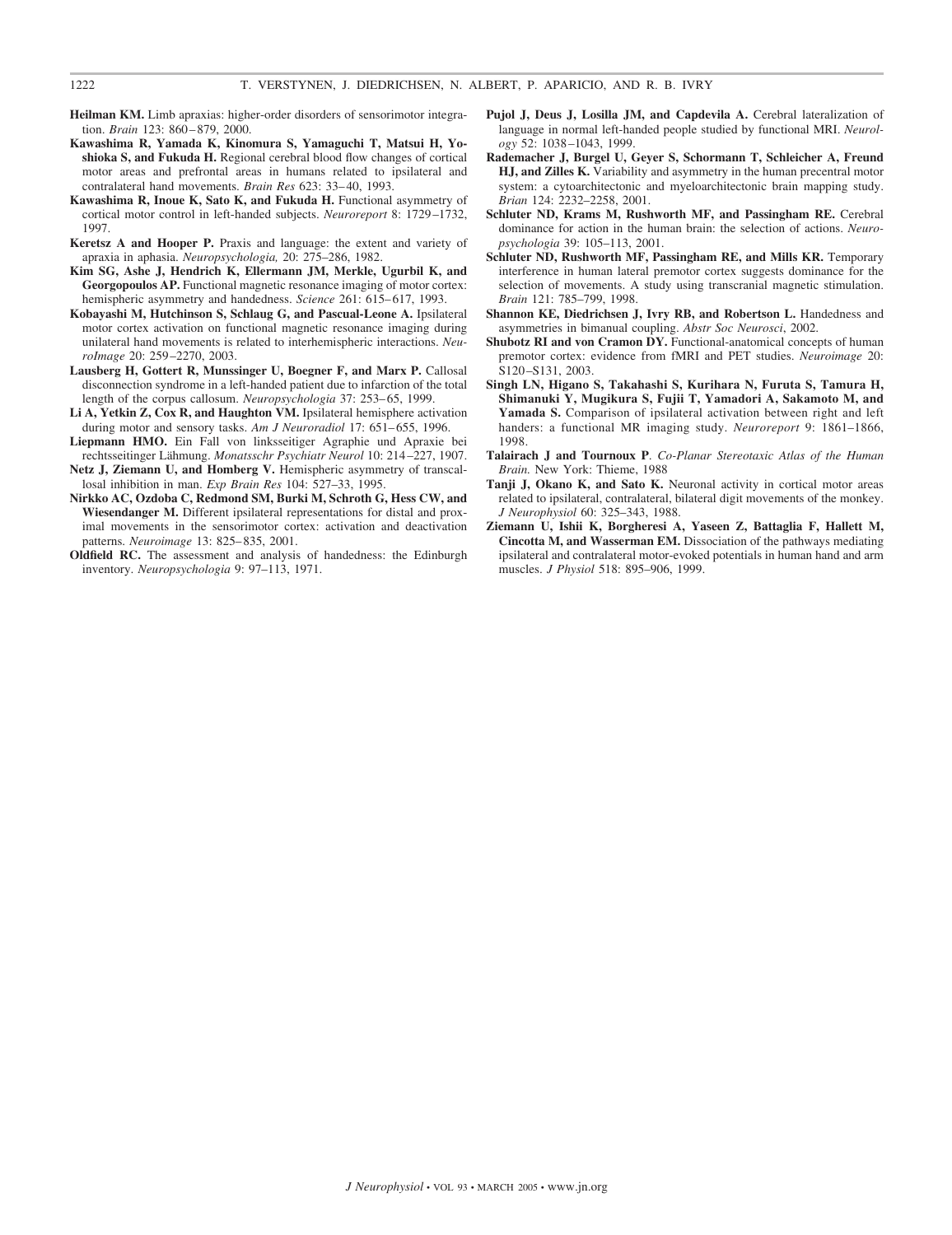**Heilman KM.** Limb apraxias: higher-order disorders of sensorimotor integration. *Brain* 123: 860–879, 2000.

**Kawashima R, Yamada K, Kinomura S, Yamaguchi T, Matsui H, Yoshioka S, and Fukuda H.** Regional cerebral blood flow changes of cortical motor areas and prefrontal areas in humans related to ipsilateral and contralateral hand movements. *Brain Res* 623: 33–40, 1993.

**Kawashima R, Inoue K, Sato K, and Fukuda H.** Functional asymmetry of cortical motor control in left-handed subjects. *Neuroreport* 8: 1729–1732, 1997.

**Keretsz A and Hooper P.** Praxis and language: the extent and variety of apraxia in aphasia. *Neuropsychologia,* 20: 275–286, 1982.

**Kim SG, Ashe J, Hendrich K, Ellermann JM, Merkle, Ugurbil K, and Georgopoulos AP.** Functional magnetic resonance imaging of motor cortex: hemispheric asymmetry and handedness. *Science* 261: 615–617, 1993.

**Kobayashi M, Hutchinson S, Schlaug G, and Pascual-Leone A.** Ipsilateral motor cortex activation on functional magnetic resonance imaging during unilateral hand movements is related to interhemispheric interactions. *NeuroImage* 20: 259–2270, 2003.

**Lausberg H, Gottert R, Munssinger U, Boegner F, and Marx P.** Callosal disconnection syndrome in a left-handed patient due to infarction of the total length of the corpus callosum. *Neuropsychologia* 37: 253–65, 1999.

**Li A, Yetkin Z, Cox R, and Haughton VM.** Ipsilateral hemisphere activation during motor and sensory tasks. *Am J Neuroradiol* 17: 651–655, 1996.

**Liepmann HMO.** Ein Fall von linksseitiger Agraphie und Apraxie bei rechtsseitinger Lähmung. *Monatsschr Psychiatr Neurol* 10: 214–227, 1907.

**Netz J, Ziemann U, and Homberg V.** Hemispheric asymmetry of transcallosal inhibition in man. *Exp Brain Res* 104: 527–33, 1995.

**Nirkko AC, Ozdoba C, Redmond SM, Burki M, Schroth G, Hess CW, and Wiesendanger M.** Different ipsilateral representations for distal and proximal movements in the sensorimotor cortex: activation and deactivation patterns. *Neuroimage* 13: 825–835, 2001.

**Oldfield RC.** The assessment and analysis of handedness: the Edinburgh inventory. *Neuropsychologia* 9: 97–113, 1971.

**Pujol J, Deus J, Losilla JM, and Capdevila A.** Cerebral lateralization of language in normal left-handed people studied by functional MRI. *Neurology* 52: 1038–1043, 1999.

**Rademacher J, Burgel U, Geyer S, Schormann T, Schleicher A, Freund HJ, and Zilles K.** Variability and asymmetry in the human precentral motor system: a cytoarchitectonic and myeloarchitectonic brain mapping study. *Brian* 124: 2232–2258, 2001.

**Schluter ND, Krams M, Rushworth MF, and Passingham RE.** Cerebral dominance for action in the human brain: the selection of actions. *Neuropsychologia* 39: 105–113, 2001.

**Schluter ND, Rushworth MF, Passingham RE, and Mills KR.** Temporary interference in human lateral premotor cortex suggests dominance for the selection of movements. A study using transcranial magnetic stimulation. *Brain* 121: 785–799, 1998.

**Shannon KE, Diedrichsen J, Ivry RB, and Robertson L.** Handedness and asymmetries in bimanual coupling. *Abstr Soc Neurosci*, 2002.

**Shubotz RI and von Cramon DY.** Functional-anatomical concepts of human premotor cortex: evidence from fMRI and PET studies. *Neuroimage* 20: S120–S131, 2003.

**Singh LN, Higano S, Takahashi S, Kurihara N, Furuta S, Tamura H, Shimanuki Y, Mugikura S, Fujii T, Yamadori A, Sakamoto M, and Yamada S.** Comparison of ipsilateral activation between right and left handers: a functional MR imaging study. *Neuroreport* 9: 1861–1866, 1998.

**Talairach J and Tournoux P**. *Co-Planar Stereotaxic Atlas of the Human Brain.* New York: Thieme, 1988

**Tanji J, Okano K, and Sato K.** Neuronal activity in cortical motor areas related to ipsilateral, contralateral, bilateral digit movements of the monkey. *J Neurophysiol* 60: 325–343, 1988.

**Ziemann U, Ishii K, Borgheresi A, Yaseen Z, Battaglia F, Hallett M, Cincotta M, and Wasserman EM.** Dissociation of the pathways mediating ipsilateral and contralateral motor-evoked potentials in human hand and arm muscles. *J Physiol* 518: 895–906, 1999.